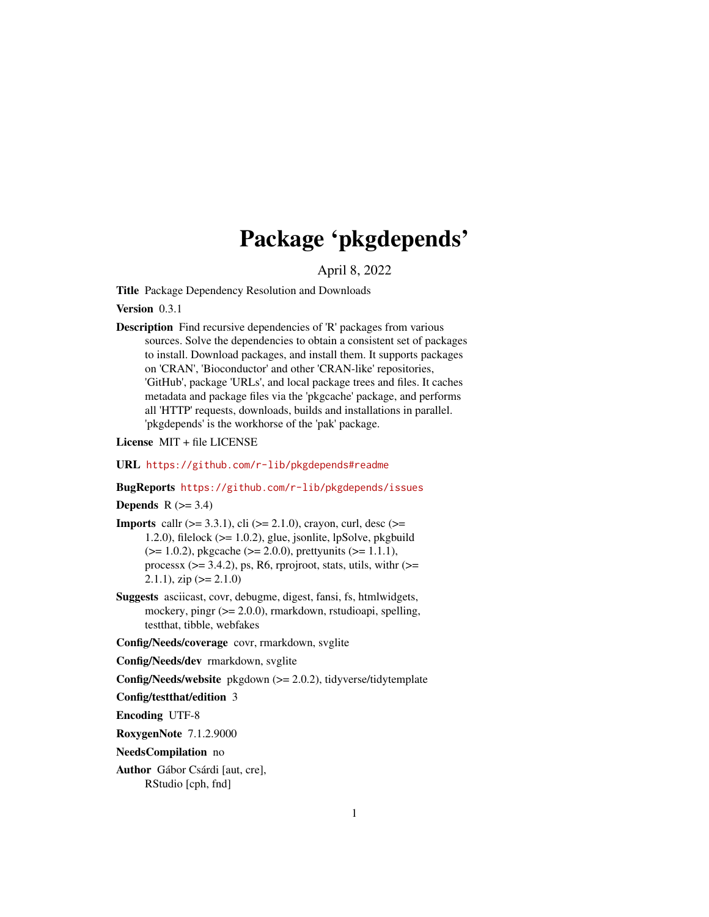# Package 'pkgdepends'

April 8, 2022

**Title** Package Dependency Resolution and Downloads

**Version** 0.3.1

**Description** Find recursive dependencies of 'R' packages from various sources. Solve the dependencies to obtain a consistent set of packages to install. Download packages, and install them. It supports packages on 'CRAN', 'Bioconductor' and other 'CRAN-like' repositories, 'GitHub', package 'URLs', and local package trees and files. It caches metadata and package files via the 'pkgcache' package, and performs all 'HTTP' requests, downloads, builds and installations in parallel. 'pkgdepends' is the workhorse of the 'pak' package.

**License** MIT + file LICENSE

**URL** https://github.com/r-lib/pkgdepends#readme

**BugReports** https://github.com/r-lib/pkgdepends/issues

**Depends** R (>= 3.4)

**Imports** callr (>= 3.3.1), cli (>= 2.1.0), crayon, curl, desc (>= 1.2.0), filelock (>= 1.0.2), glue, jsonlite, lpSolve, pkgbuild (>= 1.0.2), pkgcache (>= 2.0.0), prettyunits (>= 1.1.1), processx (>= 3.4.2), ps, R6, rprojroot, stats, utils, withr (>= 2.1.1), zip (>= 2.1.0)

**Suggests** asciicast, covr, debugme, digest, fansi, fs, htmlwidgets, mockery, pingr (>= 2.0.0), rmarkdown, rstudioapi, spelling, testthat, tibble, webfakes

**Config/Needs/coverage** covr, rmarkdown, svglite

**Config/Needs/dev** rmarkdown, svglite

**Config/Needs/website** pkgdown (>= 2.0.2), tidyverse/tidytemplate

**Config/testthat/edition** 3

**Encoding** UTF-8

**RoxygenNote** 7.1.2.9000

**NeedsCompilation** no

**Author** Gábor Csárdi [aut, cre], RStudio [cph, fnd]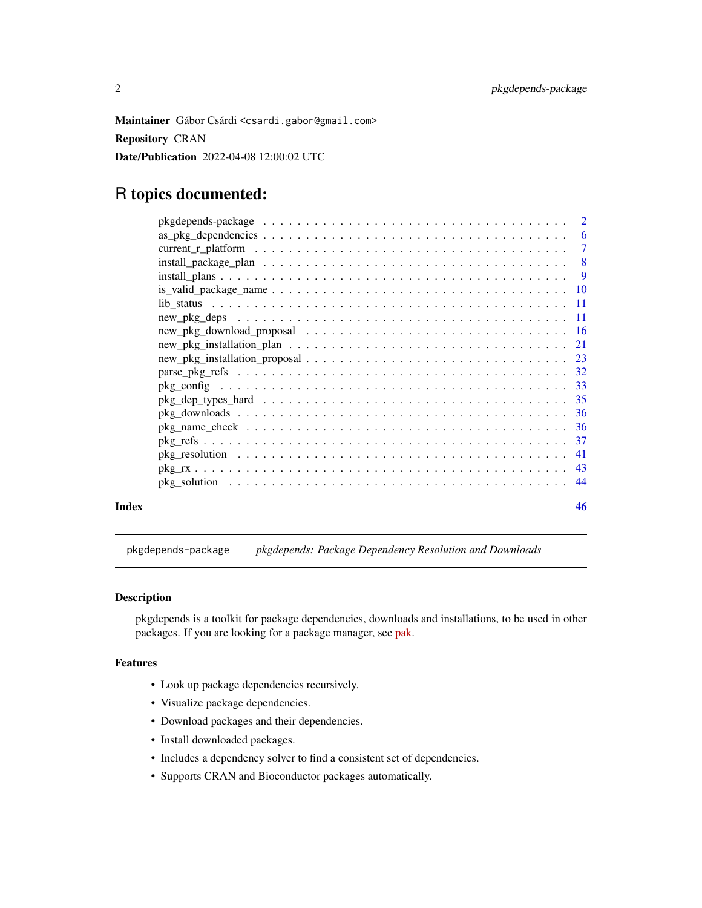**Maintainer** Gábor Csárdi <csardi.gabor@gmail.com>

**Repository** CRAN

**Date/Publication** 2022-04-08 12:00:02 UTC

# R topics documented:

| | |
|---|---|
| pkgdepends-package | 2 |
| as_pkg_dependencies | 6 |
| current_r_platform | 7 |
| install_package_plan | 8 |
| install_plans | 9 |
| is_valid_package_name | 10 |
| lib_status | 11 |
| new_pkg_deps | 11 |
| new_pkg_download_proposal | 16 |
| new_pkg_installation_plan | 21 |
| new_pkg_installation_proposal | 23 |
| parse_pkg_refs | 32 |
| pkg_config | 33 |
| pkg_dep_types_hard | 35 |
| pkg_downloads | 36 |
| pkg_name_check | 36 |
| pkg_refs | 37 |
| pkg_resolution | 41 |
| pkg_rx | 43 |
| pkg_solution | 44 |

**Index** 46

---

`pkgdepends-package` *pkgdepends: Package Dependency Resolution and Downloads*

---

## Description

pkgdepends is a toolkit for package dependencies, downloads and installations, to be used in other packages. If you are looking for a package manager, see pak.

## Features

- Look up package dependencies recursively.
- Visualize package dependencies.
- Download packages and their dependencies.
- Install downloaded packages.
- Includes a dependency solver to find a consistent set of dependencies.
- Supports CRAN and Bioconductor packages automatically.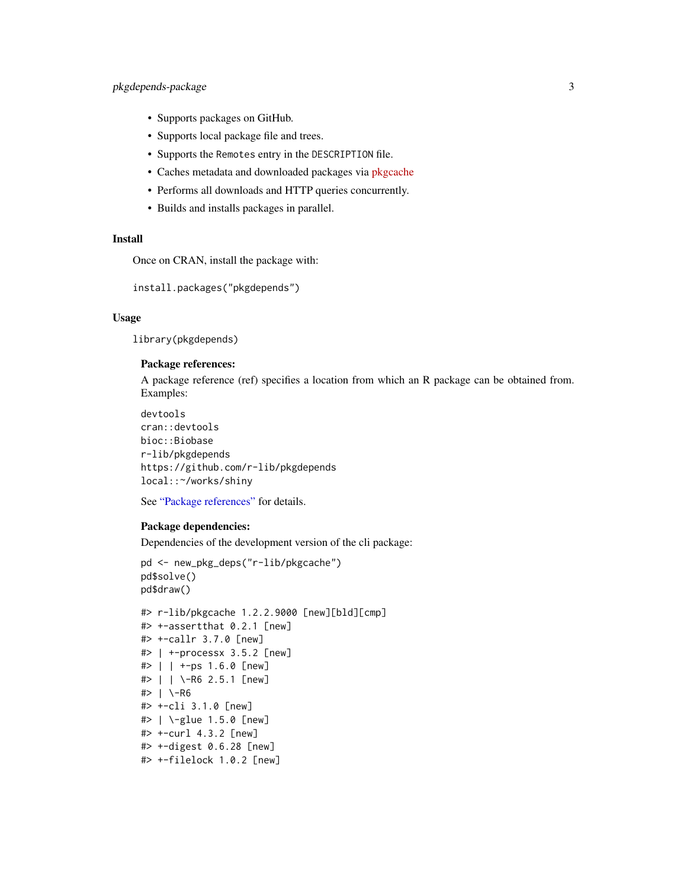- Supports packages on GitHub.
- Supports local package file and trees.
- Supports the `Remotes` entry in the `DESCRIPTION` file.
- Caches metadata and downloaded packages via pkgcache
- Performs all downloads and HTTP queries concurrently.
- Builds and installs packages in parallel.

## Install

Once on CRAN, install the package with:

```
install.packages("pkgdepends")
```

## Usage

```
library(pkgdepends)
```

**Package references:**

A package reference (ref) specifies a location from which an R package can be obtained from. Examples:

```
devtools
cran::devtools
bioc::Biobase
r-lib/pkgdepends
https://github.com/r-lib/pkgdepends
local::~/works/shiny
```

See "Package references" for details.

**Package dependencies:**

Dependencies of the development version of the cli package:

```
pd <- new_pkg_deps("r-lib/pkgcache")
pd$solve()
pd$draw()
```

```
#> r-lib/pkgcache 1.2.2.9000 [new][bld][cmp]
#> +-assertthat 0.2.1 [new]
#> +-callr 3.7.0 [new]
#> | +-processx 3.5.2 [new]
#> | | +-ps 1.6.0 [new]
#> | | \-R6 2.5.1 [new]
#> | \-R6
#> +-cli 3.1.0 [new]
#> | \-glue 1.5.0 [new]
#> +-curl 4.3.2 [new]
#> +-digest 0.6.28 [new]
#> +-filelock 1.0.2 [new]
```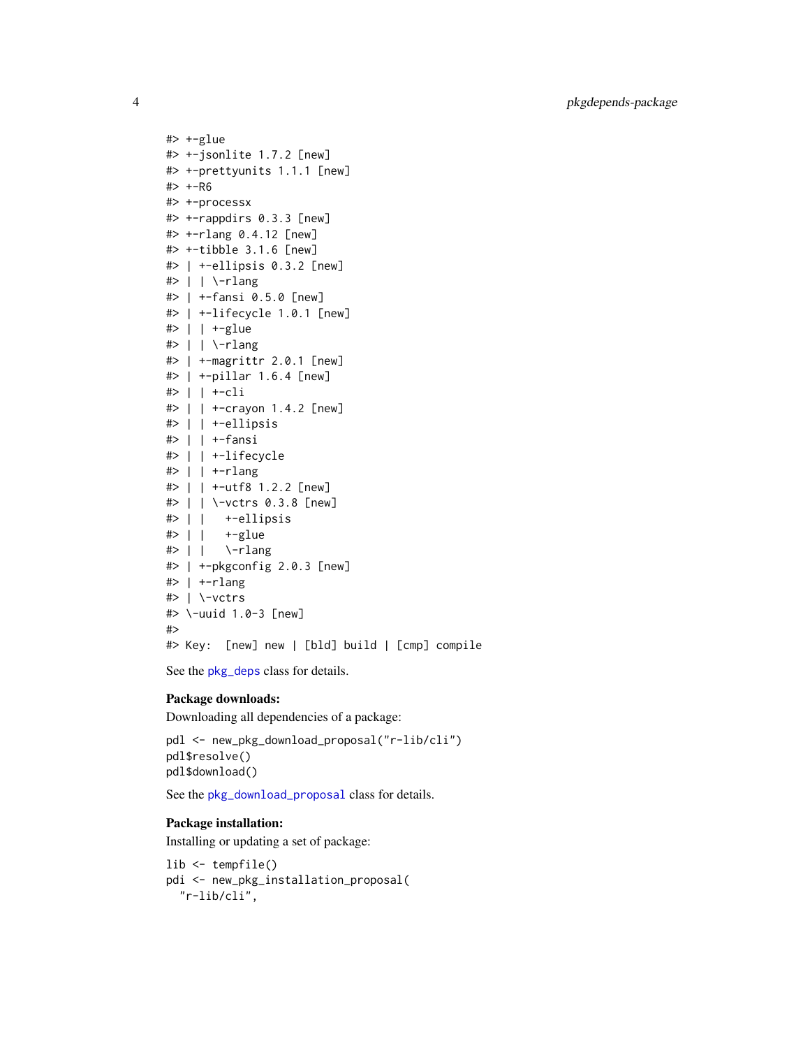```
#> +-glue
#> +-jsonlite 1.7.2 [new]
#> +-prettyunits 1.1.1 [new]
#> +-R6
#> +-processx
#> +-rappdirs 0.3.3 [new]
#> +-rlang 0.4.12 [new]
#> +-tibble 3.1.6 [new]
#> | +-ellipsis 0.3.2 [new]
#> | | \-rlang
#> | +-fansi 0.5.0 [new]
#> | +-lifecycle 1.0.1 [new]
#> | | +-glue
#> | | \-rlang
#> | +-magrittr 2.0.1 [new]
#> | +-pillar 1.6.4 [new]
#> | | +-cli
#> | | +-crayon 1.4.2 [new]
#> | | +-ellipsis
#> | | +-fansi
#> | | +-lifecycle
#> | | +-rlang
#> | | +-utf8 1.2.2 [new]
#> | | \-vctrs 0.3.8 [new]
#> | |   +-ellipsis
#> | |   +-glue
#> | |   \-rlang
#> | +-pkgconfig 2.0.3 [new]
#> | +-rlang
#> | \-vctrs
#> \-uuid 1.0-3 [new]
#>
#> Key:  [new] new | [bld] build | [cmp] compile
```

See the pkg_deps class for details.

**Package downloads:**

Downloading all dependencies of a package:

```
pdl <- new_pkg_download_proposal("r-lib/cli")
pdl$resolve()
pdl$download()
```

See the pkg_download_proposal class for details.

**Package installation:**

Installing or updating a set of package:

```
lib <- tempfile()
pdi <- new_pkg_installation_proposal(
  "r-lib/cli",
```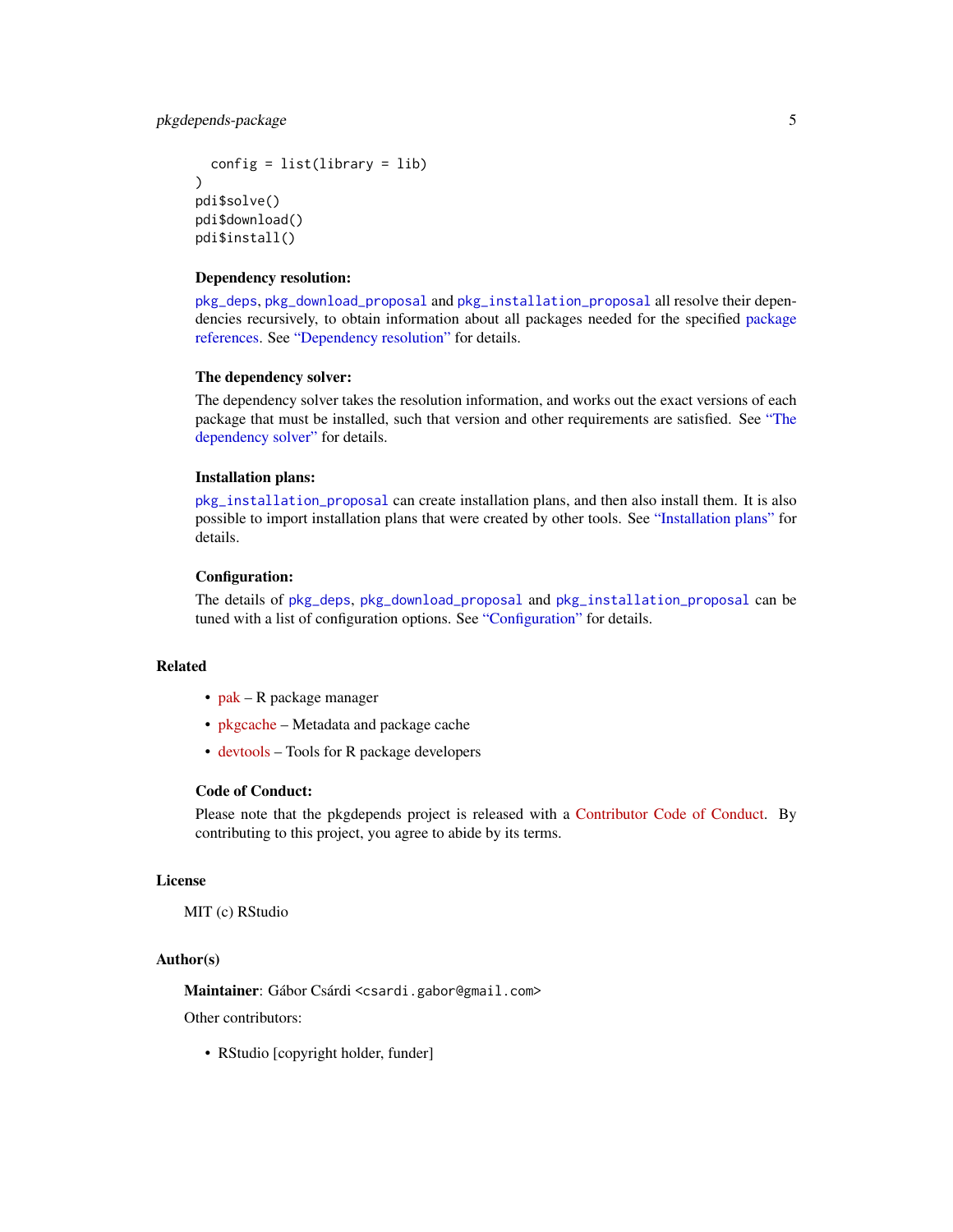```
  config = list(library = lib)
)
pdi$solve()
pdi$download()
pdi$install()
```

#### Dependency resolution:

pkg_deps, pkg_download_proposal and pkg_installation_proposal all resolve their dependencies recursively, to obtain information about all packages needed for the specified package references. See "Dependency resolution" for details.

#### The dependency solver:

The dependency solver takes the resolution information, and works out the exact versions of each package that must be installed, such that version and other requirements are satisfied. See "The dependency solver" for details.

#### Installation plans:

pkg_installation_proposal can create installation plans, and then also install them. It is also possible to import installation plans that were created by other tools. See "Installation plans" for details.

#### Configuration:

The details of pkg_deps, pkg_download_proposal and pkg_installation_proposal can be tuned with a list of configuration options. See "Configuration" for details.

## Related

- pak – R package manager
- pkgcache – Metadata and package cache
- devtools – Tools for R package developers

#### Code of Conduct:

Please note that the pkgdepends project is released with a Contributor Code of Conduct. By contributing to this project, you agree to abide by its terms.

## License

MIT (c) RStudio

## Author(s)

**Maintainer**: Gábor Csárdi <csardi.gabor@gmail.com>

Other contributors:

- RStudio [copyright holder, funder]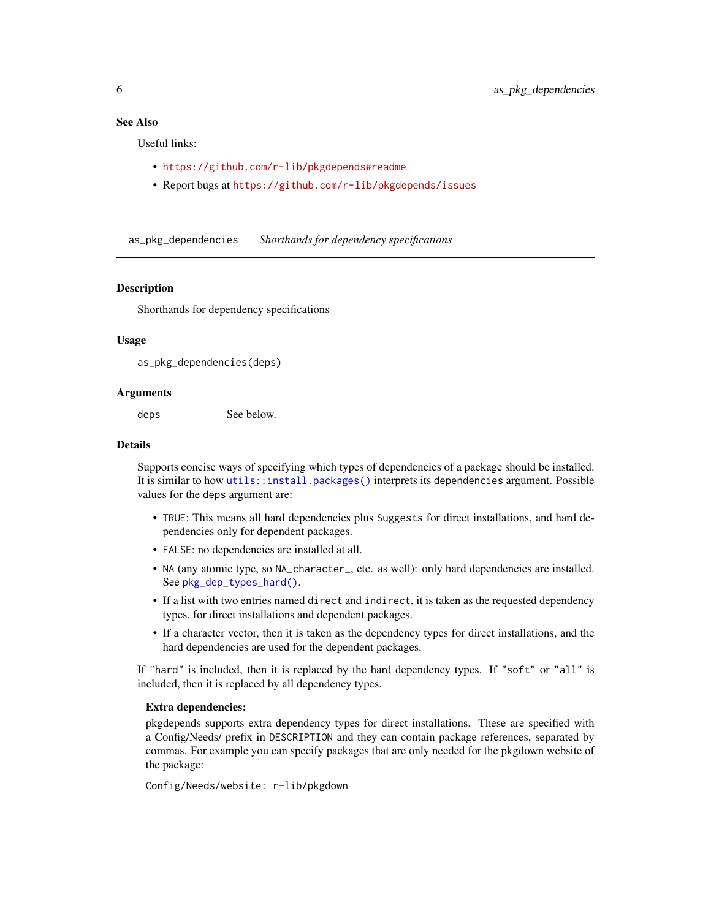### See Also

Useful links:

- https://github.com/r-lib/pkgdepends#readme
- Report bugs at https://github.com/r-lib/pkgdepends/issues

---

## as_pkg_dependencies &nbsp;&nbsp;&nbsp; *Shorthands for dependency specifications*

---

### Description

Shorthands for dependency specifications

### Usage

```
as_pkg_dependencies(deps)
```

### Arguments

| | |
|---|---|
| `deps` | See below. |

### Details

Supports concise ways of specifying which types of dependencies of a package should be installed. It is similar to how `utils::install.packages()` interprets its `dependencies` argument. Possible values for the `deps` argument are:

- `TRUE`: This means all hard dependencies plus `Suggests` for direct installations, and hard dependencies only for dependent packages.
- `FALSE`: no dependencies are installed at all.
- `NA` (any atomic type, so `NA_character_`, etc. as well): only hard dependencies are installed. See `pkg_dep_types_hard()`.
- If a list with two entries named `direct` and `indirect`, it is taken as the requested dependency types, for direct installations and dependent packages.
- If a character vector, then it is taken as the dependency types for direct installations, and the hard dependencies are used for the dependent packages.

If `"hard"` is included, then it is replaced by the hard dependency types. If `"soft"` or `"all"` is included, then it is replaced by all dependency types.

**Extra dependencies:**

pkgdepends supports extra dependency types for direct installations. These are specified with a Config/Needs/ prefix in `DESCRIPTION` and they can contain package references, separated by commas. For example you can specify packages that are only needed for the pkgdown website of the package:

```
Config/Needs/website: r-lib/pkgdown
```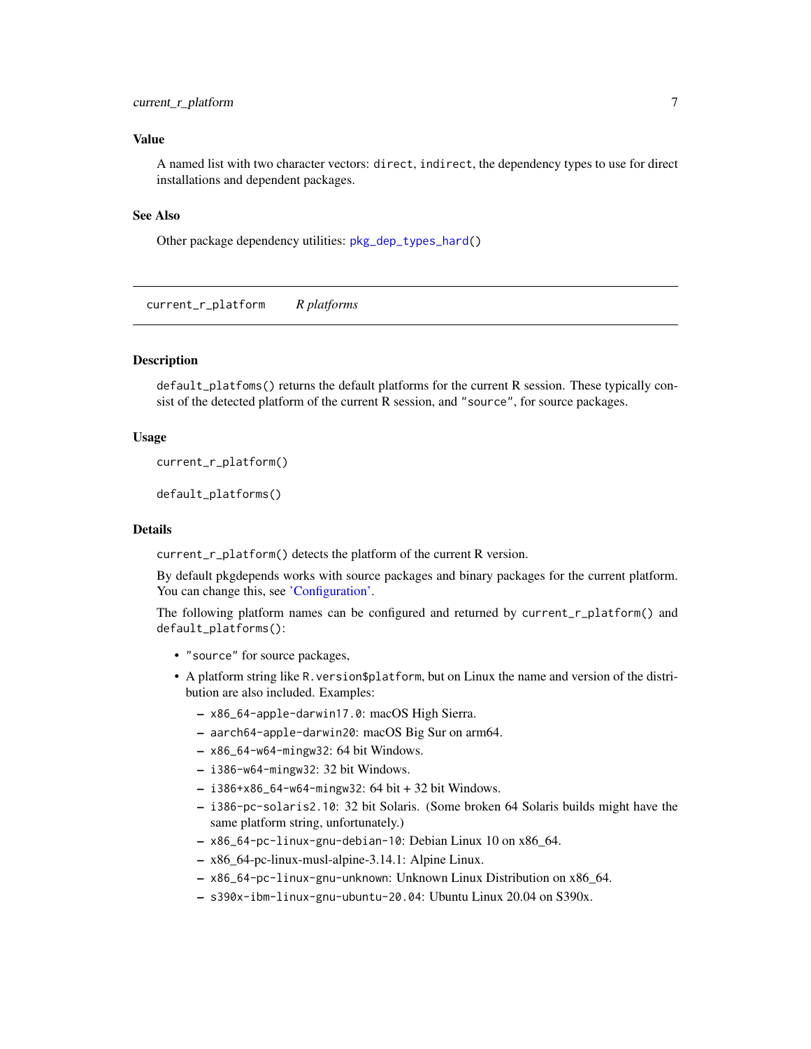### Value

A named list with two character vectors: `direct`, `indirect`, the dependency types to use for direct installations and dependent packages.

### See Also

Other package dependency utilities: `pkg_dep_types_hard()`

## `current_r_platform` *R platforms*

### Description

`default_platfoms()` returns the default platforms for the current R session. These typically consist of the detected platform of the current R session, and `"source"`, for source packages.

### Usage

```
current_r_platform()

default_platforms()
```

### Details

`current_r_platform()` detects the platform of the current R version.

By default pkgdepends works with source packages and binary packages for the current platform. You can change this, see 'Configuration'.

The following platform names can be configured and returned by `current_r_platform()` and `default_platforms()`:

- `"source"` for source packages,
- A platform string like `R.version$platform`, but on Linux the name and version of the distribution are also included. Examples:
  - `x86_64-apple-darwin17.0`: macOS High Sierra.
  - `aarch64-apple-darwin20`: macOS Big Sur on arm64.
  - `x86_64-w64-mingw32`: 64 bit Windows.
  - `i386-w64-mingw32`: 32 bit Windows.
  - `i386+x86_64-w64-mingw32`: 64 bit + 32 bit Windows.
  - `i386-pc-solaris2.10`: 32 bit Solaris. (Some broken 64 Solaris builds might have the same platform string, unfortunately.)
  - `x86_64-pc-linux-gnu-debian-10`: Debian Linux 10 on x86_64.
  - x86_64-pc-linux-musl-alpine-3.14.1: Alpine Linux.
  - `x86_64-pc-linux-gnu-unknown`: Unknown Linux Distribution on x86_64.
  - `s390x-ibm-linux-gnu-ubuntu-20.04`: Ubuntu Linux 20.04 on S390x.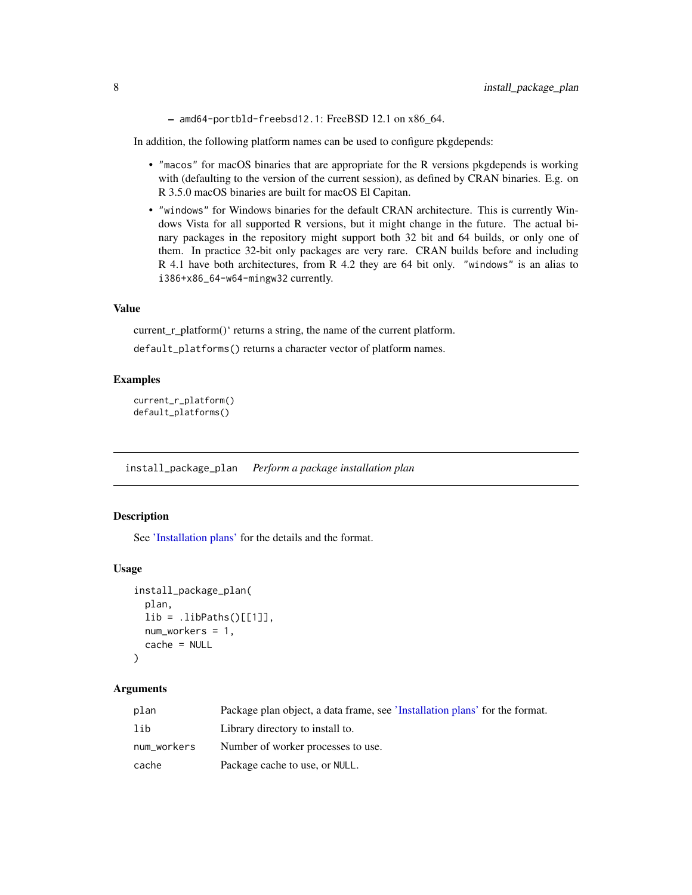- `amd64-portbld-freebsd12.1`: FreeBSD 12.1 on x86_64.

In addition, the following platform names can be used to configure pkgdepends:

- `"macos"` for macOS binaries that are appropriate for the R versions pkgdepends is working with (defaulting to the version of the current session), as defined by CRAN binaries. E.g. on R 3.5.0 macOS binaries are built for macOS El Capitan.
- `"windows"` for Windows binaries for the default CRAN architecture. This is currently Windows Vista for all supported R versions, but it might change in the future. The actual binary packages in the repository might support both 32 bit and 64 builds, or only one of them. In practice 32-bit only packages are very rare. CRAN builds before and including R 4.1 have both architectures, from R 4.2 they are 64 bit only. `"windows"` is an alias to `i386+x86_64-w64-mingw32` currently.

### Value

current_r_platform()` returns a string, the name of the current platform.

`default_platforms()` returns a character vector of platform names.

### Examples

```
current_r_platform()
default_platforms()
```

---

## install_package_plan *Perform a package installation plan*

### Description

See 'Installation plans' for the details and the format.

### Usage

```
install_package_plan(
  plan,
  lib = .libPaths()[[1]],
  num_workers = 1,
  cache = NULL
)
```

### Arguments

| | |
|---|---|
| `plan` | Package plan object, a data frame, see 'Installation plans' for the format. |
| `lib` | Library directory to install to. |
| `num_workers` | Number of worker processes to use. |
| `cache` | Package cache to use, or `NULL`. |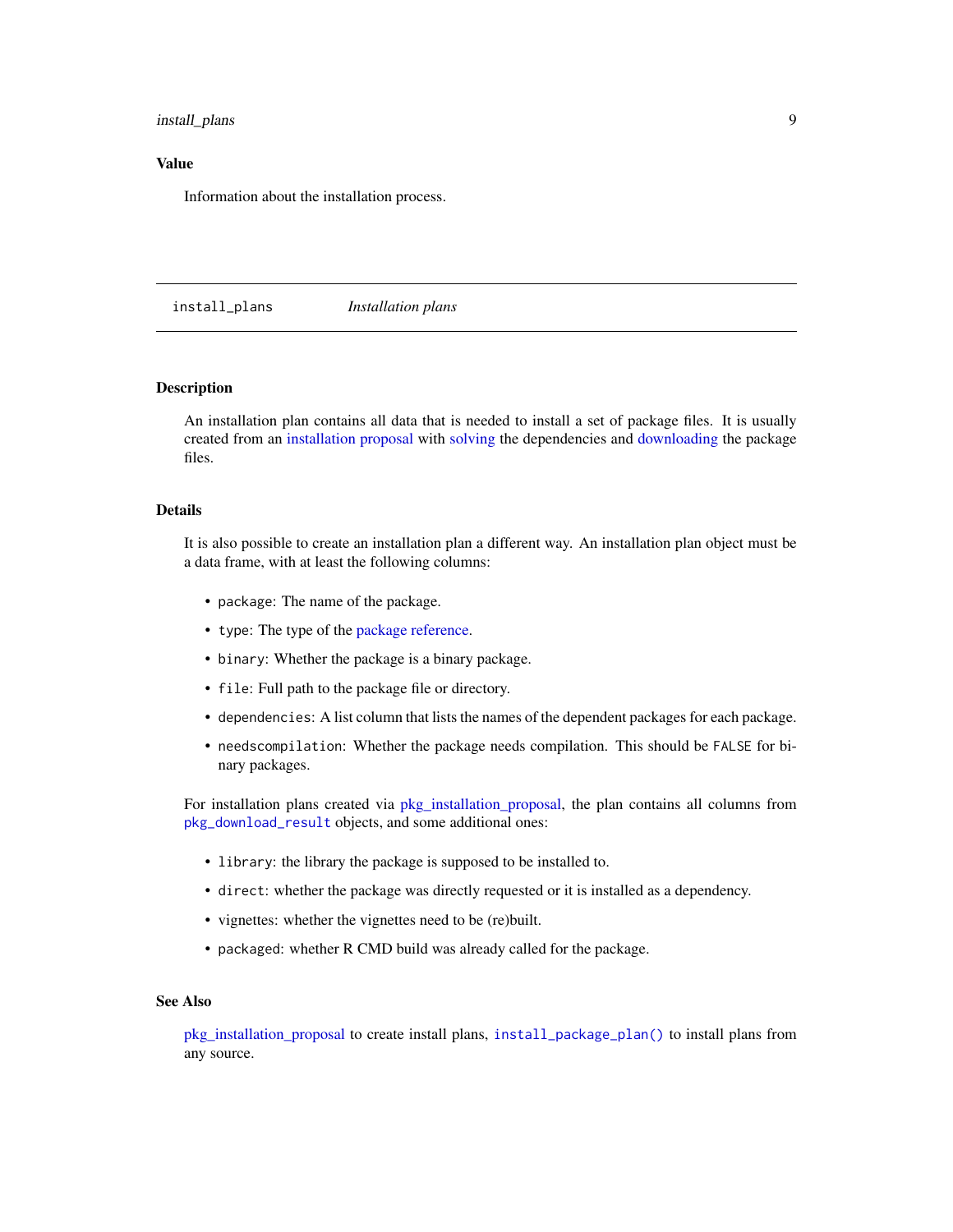## Value

Information about the installation process.

---

`install_plans` *Installation plans*

---

## Description

An installation plan contains all data that is needed to install a set of package files. It is usually created from an installation proposal with solving the dependencies and downloading the package files.

## Details

It is also possible to create an installation plan a different way. An installation plan object must be a data frame, with at least the following columns:

- `package`: The name of the package.
- `type`: The type of the package reference.
- `binary`: Whether the package is a binary package.
- `file`: Full path to the package file or directory.
- `dependencies`: A list column that lists the names of the dependent packages for each package.
- `needscompilation`: Whether the package needs compilation. This should be `FALSE` for binary packages.

For installation plans created via pkg_installation_proposal, the plan contains all columns from `pkg_download_result` objects, and some additional ones:

- `library`: the library the package is supposed to be installed to.
- `direct`: whether the package was directly requested or it is installed as a dependency.
- vignettes: whether the vignettes need to be (re)built.
- `packaged`: whether R CMD build was already called for the package.

## See Also

pkg_installation_proposal to create install plans, `install_package_plan()` to install plans from any source.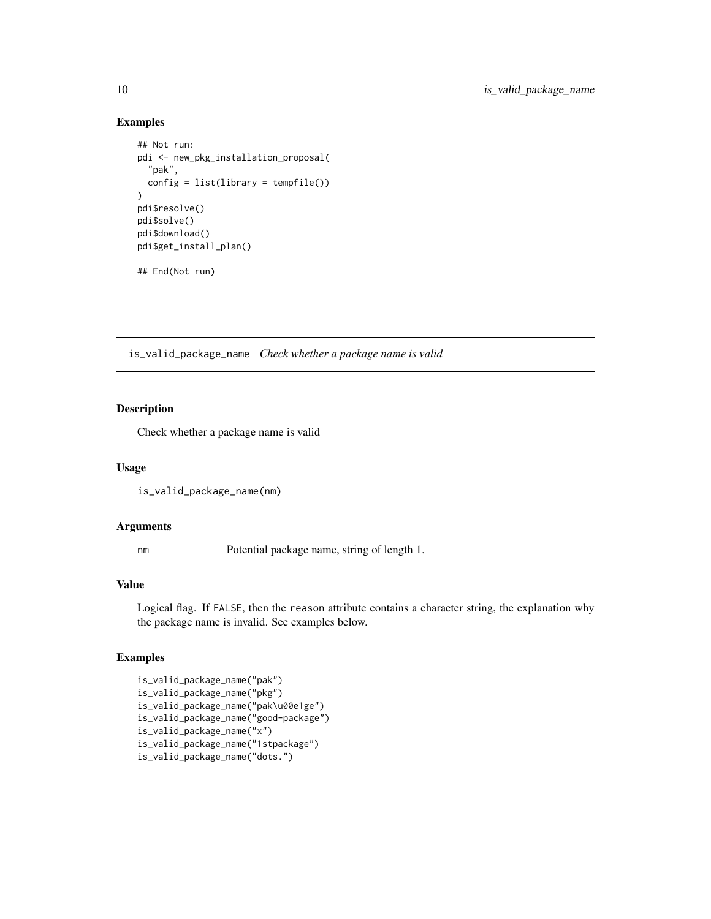### Examples

```
## Not run:
pdi <- new_pkg_installation_proposal(
  "pak",
  config = list(library = tempfile())
)
pdi$resolve()
pdi$solve()
pdi$download()
pdi$get_install_plan()

## End(Not run)
```

---

## is_valid_package_name *Check whether a package name is valid*

---

### Description

Check whether a package name is valid

### Usage

```
is_valid_package_name(nm)
```

### Arguments

| | |
|---|---|
| nm | Potential package name, string of length 1. |

### Value

Logical flag. If FALSE, then the reason attribute contains a character string, the explanation why the package name is invalid. See examples below.

### Examples

```
is_valid_package_name("pak")
is_valid_package_name("pkg")
is_valid_package_name("pak\u00e1ge")
is_valid_package_name("good-package")
is_valid_package_name("x")
is_valid_package_name("1stpackage")
is_valid_package_name("dots.")
```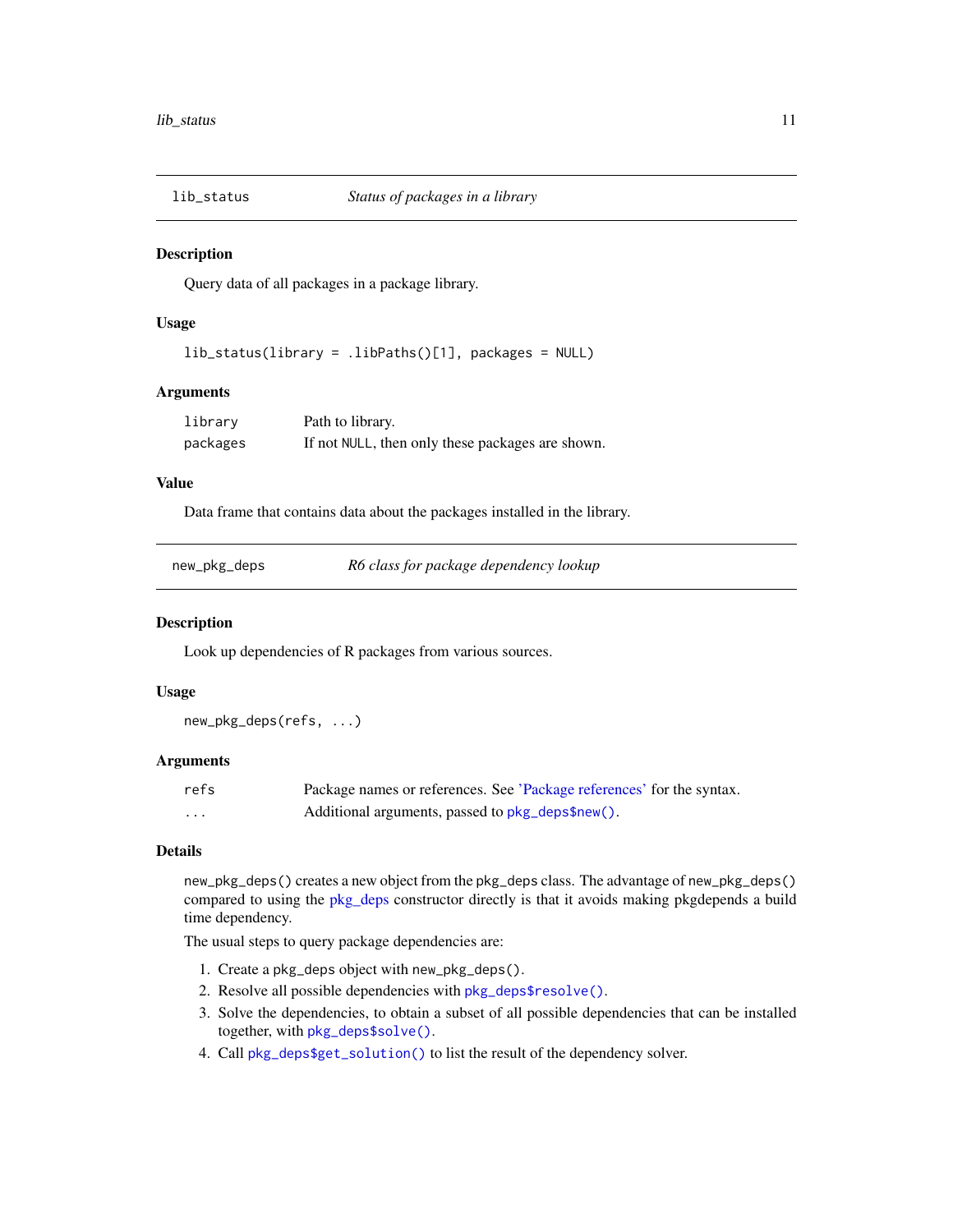## lib_status — *Status of packages in a library*

### Description

Query data of all packages in a package library.

### Usage

```
lib_status(library = .libPaths()[1], packages = NULL)
```

### Arguments

| | |
|---|---|
| `library` | Path to library. |
| `packages` | If not `NULL`, then only these packages are shown. |

### Value

Data frame that contains data about the packages installed in the library.

## new_pkg_deps — *R6 class for package dependency lookup*

### Description

Look up dependencies of R packages from various sources.

### Usage

```
new_pkg_deps(refs, ...)
```

### Arguments

| | |
|---|---|
| `refs` | Package names or references. See 'Package references' for the syntax. |
| `...` | Additional arguments, passed to `pkg_deps$new()`. |

### Details

`new_pkg_deps()` creates a new object from the `pkg_deps` class. The advantage of `new_pkg_deps()` compared to using the pkg_deps constructor directly is that it avoids making pkgdepends a build time dependency.

The usual steps to query package dependencies are:

1. Create a `pkg_deps` object with `new_pkg_deps()`.
2. Resolve all possible dependencies with `pkg_deps$resolve()`.
3. Solve the dependencies, to obtain a subset of all possible dependencies that can be installed together, with `pkg_deps$solve()`.
4. Call `pkg_deps$get_solution()` to list the result of the dependency solver.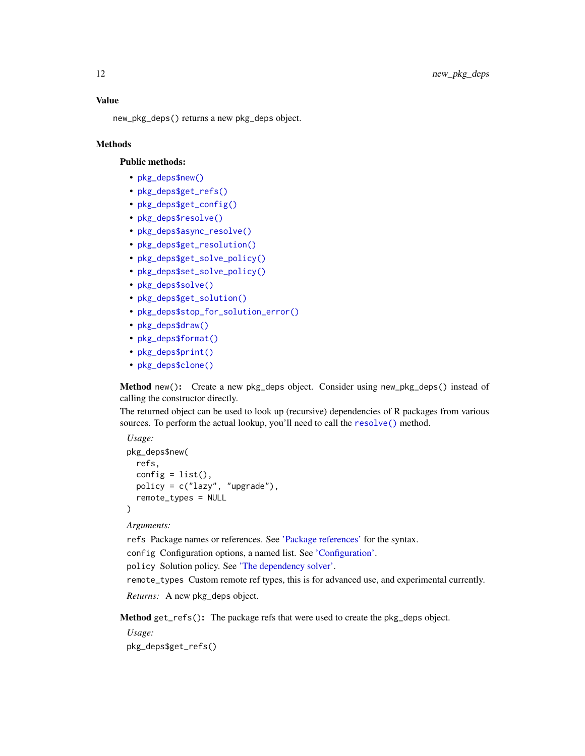## Value

`new_pkg_deps()` returns a new pkg_deps object.

## Methods

### Public methods:

- `pkg_deps$new()`
- `pkg_deps$get_refs()`
- `pkg_deps$get_config()`
- `pkg_deps$resolve()`
- `pkg_deps$async_resolve()`
- `pkg_deps$get_resolution()`
- `pkg_deps$get_solve_policy()`
- `pkg_deps$set_solve_policy()`
- `pkg_deps$solve()`
- `pkg_deps$get_solution()`
- `pkg_deps$stop_for_solution_error()`
- `pkg_deps$draw()`
- `pkg_deps$format()`
- `pkg_deps$print()`
- `pkg_deps$clone()`

**Method** `new()`**:** Create a new pkg_deps object. Consider using `new_pkg_deps()` instead of calling the constructor directly.

The returned object can be used to look up (recursive) dependencies of R packages from various sources. To perform the actual lookup, you'll need to call the `resolve()` method.

*Usage:*

```
pkg_deps$new(
  refs,
  config = list(),
  policy = c("lazy", "upgrade"),
  remote_types = NULL
)
```

*Arguments:*

`refs` Package names or references. See 'Package references' for the syntax.

`config` Configuration options, a named list. See 'Configuration'.

`policy` Solution policy. See 'The dependency solver'.

`remote_types` Custom remote ref types, this is for advanced use, and experimental currently.

*Returns:* A new pkg_deps object.

**Method** `get_refs()`**:** The package refs that were used to create the pkg_deps object.

*Usage:*

```
pkg_deps$get_refs()
```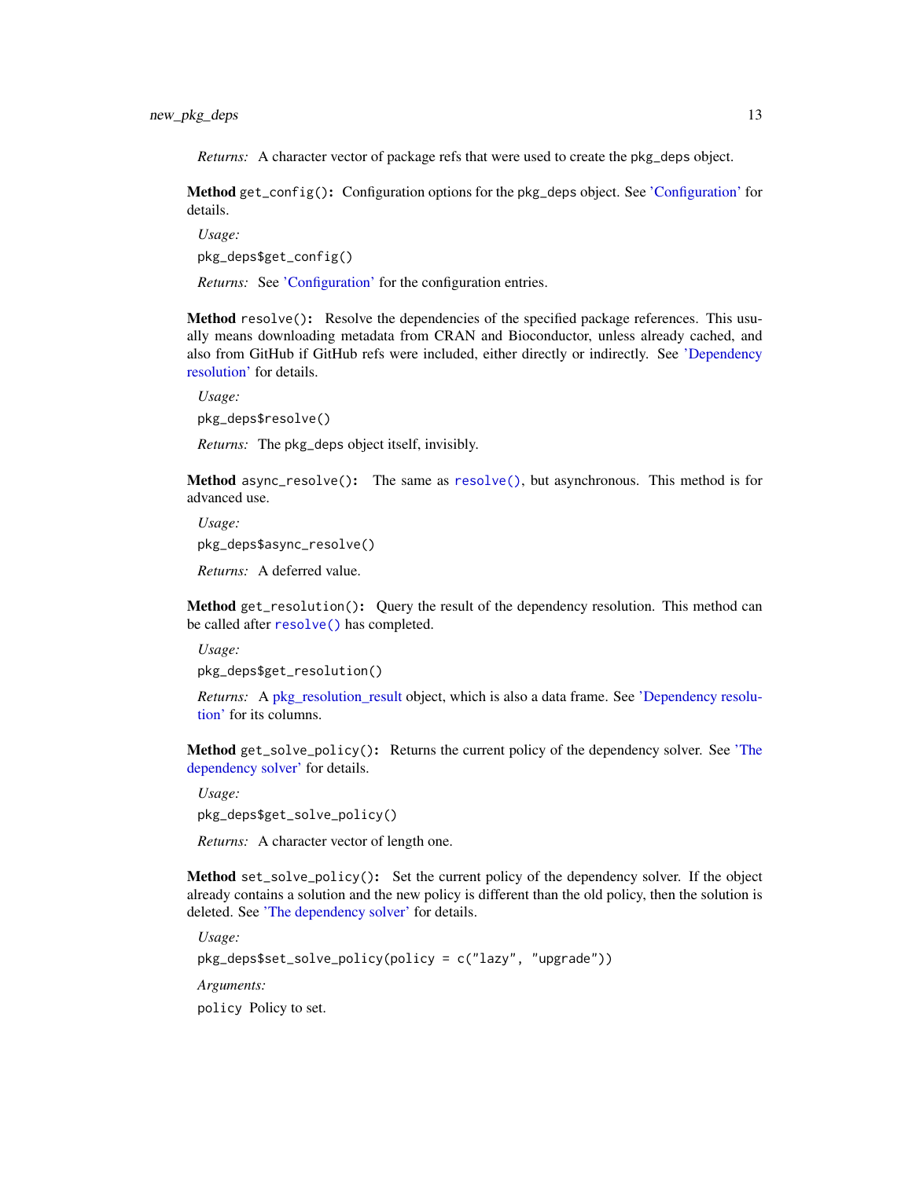*Returns:* A character vector of package refs that were used to create the `pkg_deps` object.

**Method** `get_config()`**:** Configuration options for the `pkg_deps` object. See 'Configuration' for details.

*Usage:*

```
pkg_deps$get_config()
```

*Returns:* See 'Configuration' for the configuration entries.

**Method** `resolve()`**:** Resolve the dependencies of the specified package references. This usually means downloading metadata from CRAN and Bioconductor, unless already cached, and also from GitHub if GitHub refs were included, either directly or indirectly. See 'Dependency resolution' for details.

*Usage:*

```
pkg_deps$resolve()
```

*Returns:* The `pkg_deps` object itself, invisibly.

**Method** `async_resolve()`**:** The same as `resolve()`, but asynchronous. This method is for advanced use.

*Usage:*

```
pkg_deps$async_resolve()
```

*Returns:* A deferred value.

**Method** `get_resolution()`**:** Query the result of the dependency resolution. This method can be called after `resolve()` has completed.

*Usage:*

```
pkg_deps$get_resolution()
```

*Returns:* A pkg_resolution_result object, which is also a data frame. See 'Dependency resolution' for its columns.

**Method** `get_solve_policy()`**:** Returns the current policy of the dependency solver. See 'The dependency solver' for details.

*Usage:*

```
pkg_deps$get_solve_policy()
```

*Returns:* A character vector of length one.

**Method** `set_solve_policy()`**:** Set the current policy of the dependency solver. If the object already contains a solution and the new policy is different than the old policy, then the solution is deleted. See 'The dependency solver' for details.

*Usage:*

```
pkg_deps$set_solve_policy(policy = c("lazy", "upgrade"))
```

*Arguments:*

`policy` Policy to set.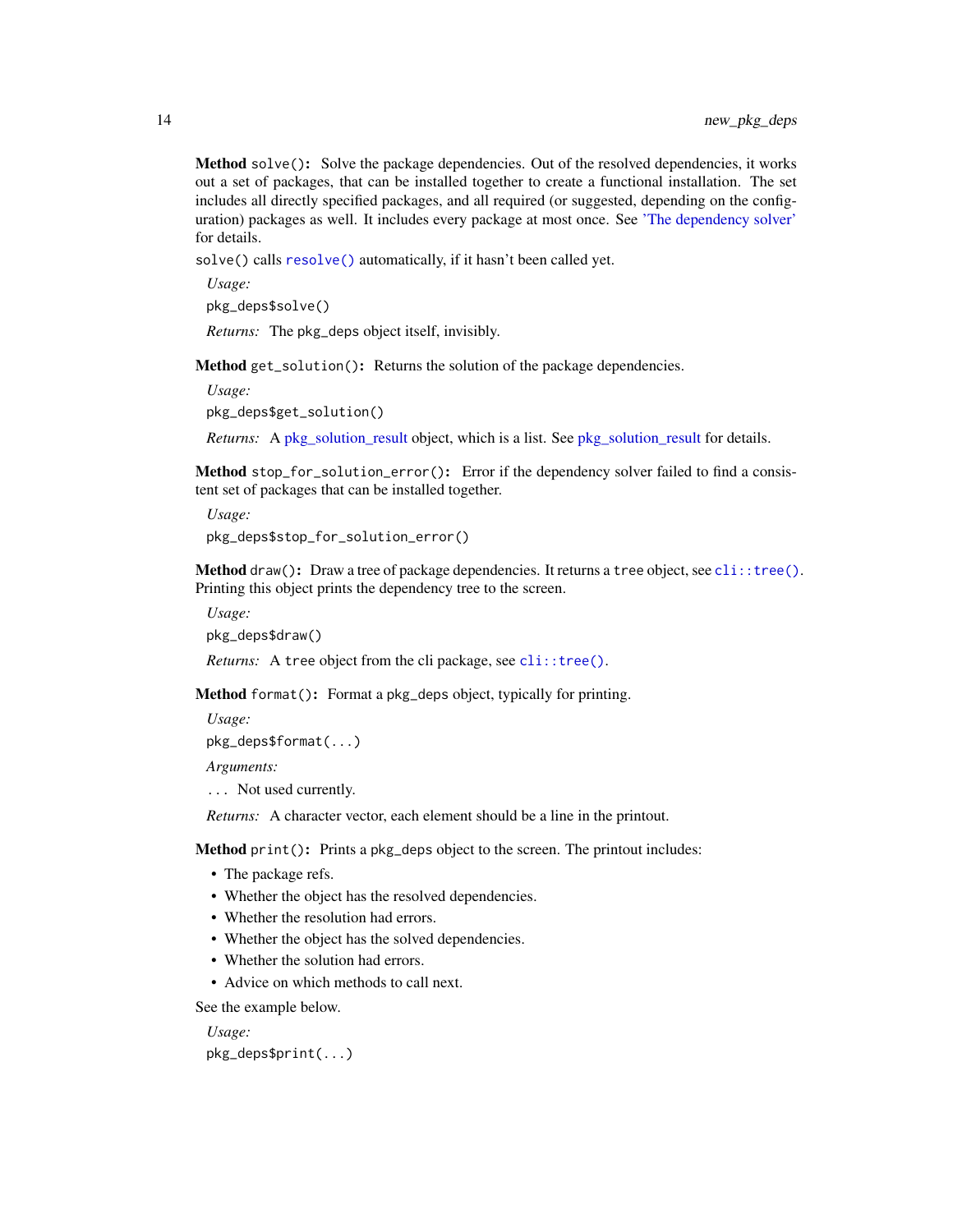**Method** `solve()`**:** Solve the package dependencies. Out of the resolved dependencies, it works out a set of packages, that can be installed together to create a functional installation. The set includes all directly specified packages, and all required (or suggested, depending on the configuration) packages as well. It includes every package at most once. See 'The dependency solver' for details.

`solve()` calls `resolve()` automatically, if it hasn't been called yet.

*Usage:*

```
pkg_deps$solve()
```

*Returns:* The `pkg_deps` object itself, invisibly.

**Method** `get_solution()`**:** Returns the solution of the package dependencies.

*Usage:*

```
pkg_deps$get_solution()
```

*Returns:* A pkg_solution_result object, which is a list. See pkg_solution_result for details.

**Method** `stop_for_solution_error()`**:** Error if the dependency solver failed to find a consistent set of packages that can be installed together.

*Usage:*

```
pkg_deps$stop_for_solution_error()
```

**Method** `draw()`**:** Draw a tree of package dependencies. It returns a `tree` object, see `cli::tree()`. Printing this object prints the dependency tree to the screen.

*Usage:*

```
pkg_deps$draw()
```

*Returns:* A `tree` object from the cli package, see `cli::tree()`.

**Method** `format()`**:** Format a `pkg_deps` object, typically for printing.

*Usage:*

```
pkg_deps$format(...)
```

*Arguments:*

`...` Not used currently.

*Returns:* A character vector, each element should be a line in the printout.

**Method** `print()`**:** Prints a `pkg_deps` object to the screen. The printout includes:

- The package refs.
- Whether the object has the resolved dependencies.
- Whether the resolution had errors.
- Whether the object has the solved dependencies.
- Whether the solution had errors.
- Advice on which methods to call next.

See the example below.

*Usage:*

```
pkg_deps$print(...)
```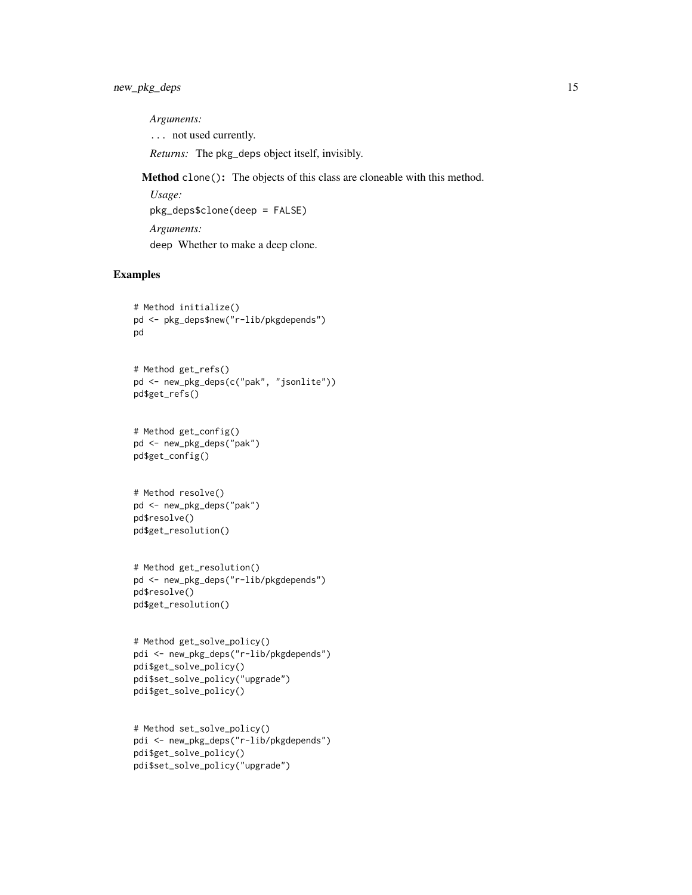*Arguments:*

`...` not used currently.

*Returns:* The `pkg_deps` object itself, invisibly.

**Method** `clone()`**:** The objects of this class are cloneable with this method.

*Usage:*

```
pkg_deps$clone(deep = FALSE)
```

*Arguments:*

`deep` Whether to make a deep clone.

## Examples

```
# Method initialize()
pd <- pkg_deps$new("r-lib/pkgdepends")
pd


# Method get_refs()
pd <- new_pkg_deps(c("pak", "jsonlite"))
pd$get_refs()


# Method get_config()
pd <- new_pkg_deps("pak")
pd$get_config()


# Method resolve()
pd <- new_pkg_deps("pak")
pd$resolve()
pd$get_resolution()


# Method get_resolution()
pd <- new_pkg_deps("r-lib/pkgdepends")
pd$resolve()
pd$get_resolution()


# Method get_solve_policy()
pdi <- new_pkg_deps("r-lib/pkgdepends")
pdi$get_solve_policy()
pdi$set_solve_policy("upgrade")
pdi$get_solve_policy()


# Method set_solve_policy()
pdi <- new_pkg_deps("r-lib/pkgdepends")
pdi$get_solve_policy()
pdi$set_solve_policy("upgrade")
```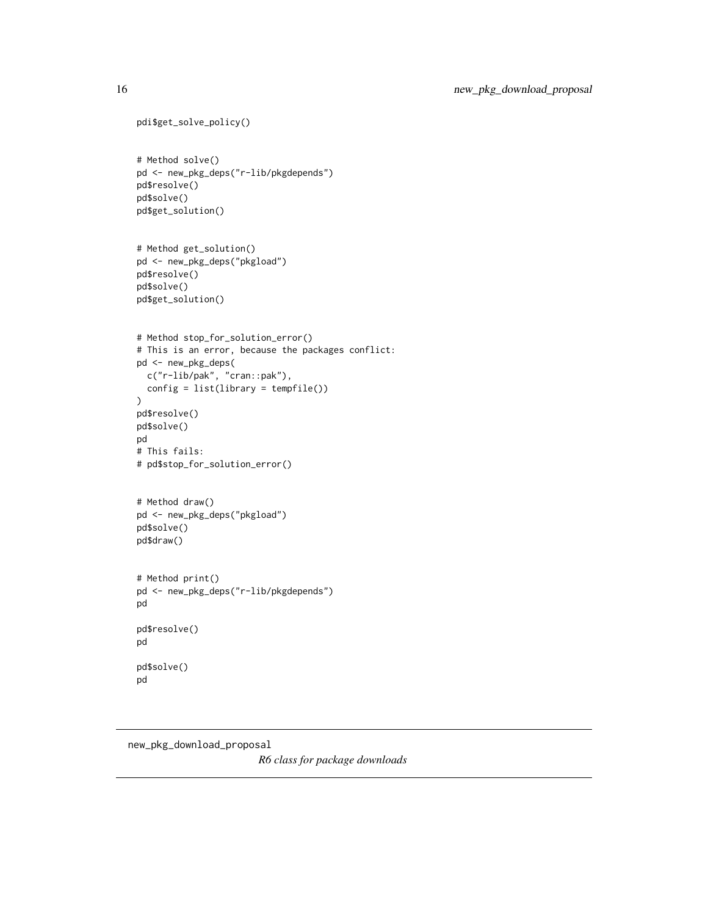```
pdi$get_solve_policy()


# Method solve()
pd <- new_pkg_deps("r-lib/pkgdepends")
pd$resolve()
pd$solve()
pd$get_solution()


# Method get_solution()
pd <- new_pkg_deps("pkgload")
pd$resolve()
pd$solve()
pd$get_solution()


# Method stop_for_solution_error()
# This is an error, because the packages conflict:
pd <- new_pkg_deps(
  c("r-lib/pak", "cran::pak"),
  config = list(library = tempfile())
)
pd$resolve()
pd$solve()
pd
# This fails:
# pd$stop_for_solution_error()


# Method draw()
pd <- new_pkg_deps("pkgload")
pd$solve()
pd$draw()


# Method print()
pd <- new_pkg_deps("r-lib/pkgdepends")
pd

pd$resolve()
pd

pd$solve()
pd
```

---

## new_pkg_download_proposal

*R6 class for package downloads*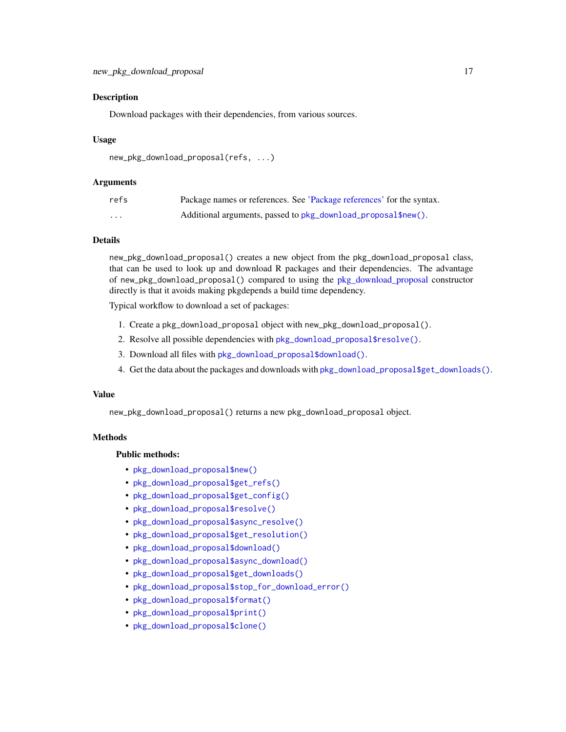## Description

Download packages with their dependencies, from various sources.

## Usage

```
new_pkg_download_proposal(refs, ...)
```

## Arguments

| | |
|---|---|
| `refs` | Package names or references. See 'Package references' for the syntax. |
| `...` | Additional arguments, passed to `pkg_download_proposal$new()`. |

## Details

`new_pkg_download_proposal()` creates a new object from the `pkg_download_proposal` class, that can be used to look up and download R packages and their dependencies. The advantage of `new_pkg_download_proposal()` compared to using the pkg_download_proposal constructor directly is that it avoids making pkgdepends a build time dependency.

Typical workflow to download a set of packages:

1. Create a `pkg_download_proposal` object with `new_pkg_download_proposal()`.
2. Resolve all possible dependencies with `pkg_download_proposal$resolve()`.
3. Download all files with `pkg_download_proposal$download()`.
4. Get the data about the packages and downloads with `pkg_download_proposal$get_downloads()`.

## Value

`new_pkg_download_proposal()` returns a new `pkg_download_proposal` object.

## Methods

### Public methods:

- `pkg_download_proposal$new()`
- `pkg_download_proposal$get_refs()`
- `pkg_download_proposal$get_config()`
- `pkg_download_proposal$resolve()`
- `pkg_download_proposal$async_resolve()`
- `pkg_download_proposal$get_resolution()`
- `pkg_download_proposal$download()`
- `pkg_download_proposal$async_download()`
- `pkg_download_proposal$get_downloads()`
- `pkg_download_proposal$stop_for_download_error()`
- `pkg_download_proposal$format()`
- `pkg_download_proposal$print()`
- `pkg_download_proposal$clone()`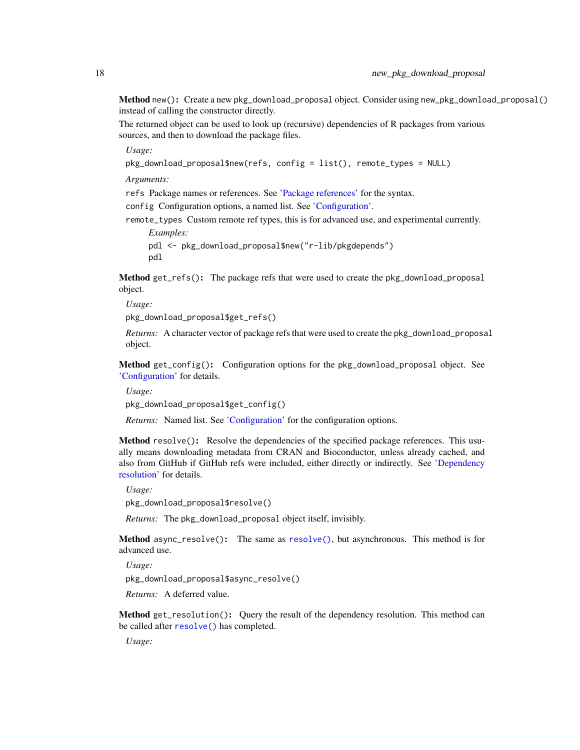**Method** `new()`: Create a new `pkg_download_proposal` object. Consider using `new_pkg_download_proposal()` instead of calling the constructor directly.

The returned object can be used to look up (recursive) dependencies of R packages from various sources, and then to download the package files.

*Usage:*

```
pkg_download_proposal$new(refs, config = list(), remote_types = NULL)
```

*Arguments:*

`refs` Package names or references. See 'Package references' for the syntax.

`config` Configuration options, a named list. See 'Configuration'.

`remote_types` Custom remote ref types, this is for advanced use, and experimental currently.

*Examples:*

```
pdl <- pkg_download_proposal$new("r-lib/pkgdepends")
pdl
```

**Method** `get_refs()`: The package refs that were used to create the `pkg_download_proposal` object.

*Usage:*

```
pkg_download_proposal$get_refs()
```

*Returns:* A character vector of package refs that were used to create the `pkg_download_proposal` object.

**Method** `get_config()`: Configuration options for the `pkg_download_proposal` object. See 'Configuration' for details.

*Usage:*

```
pkg_download_proposal$get_config()
```

*Returns:* Named list. See 'Configuration' for the configuration options.

**Method** `resolve()`: Resolve the dependencies of the specified package references. This usually means downloading metadata from CRAN and Bioconductor, unless already cached, and also from GitHub if GitHub refs were included, either directly or indirectly. See 'Dependency resolution' for details.

*Usage:*

```
pkg_download_proposal$resolve()
```

*Returns:* The `pkg_download_proposal` object itself, invisibly.

**Method** `async_resolve()`: The same as `resolve()`, but asynchronous. This method is for advanced use.

*Usage:*

```
pkg_download_proposal$async_resolve()
```

*Returns:* A deferred value.

**Method** `get_resolution()`: Query the result of the dependency resolution. This method can be called after `resolve()` has completed.

*Usage:*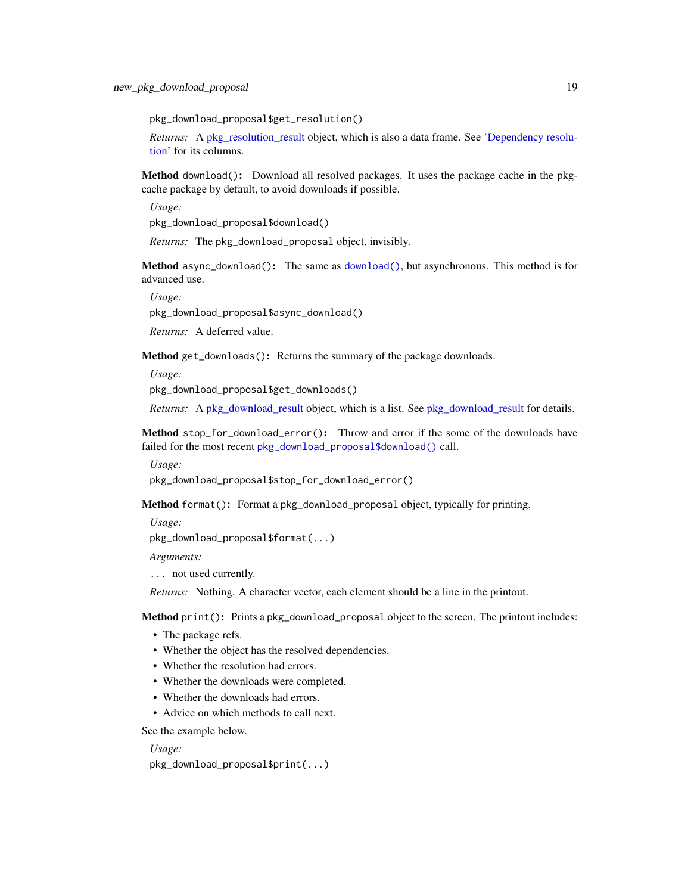```
pkg_download_proposal$get_resolution()
```

*Returns:* A pkg_resolution_result object, which is also a data frame. See 'Dependency resolution' for its columns.

**Method** `download()`**:** Download all resolved packages. It uses the package cache in the pkgcache package by default, to avoid downloads if possible.

*Usage:*

```
pkg_download_proposal$download()
```

*Returns:* The `pkg_download_proposal` object, invisibly.

**Method** `async_download()`**:** The same as `download()`, but asynchronous. This method is for advanced use.

*Usage:*

```
pkg_download_proposal$async_download()
```

*Returns:* A deferred value.

**Method** `get_downloads()`**:** Returns the summary of the package downloads.

*Usage:*

```
pkg_download_proposal$get_downloads()
```

*Returns:* A pkg_download_result object, which is a list. See pkg_download_result for details.

**Method** `stop_for_download_error()`**:** Throw and error if the some of the downloads have failed for the most recent `pkg_download_proposal$download()` call.

*Usage:*

```
pkg_download_proposal$stop_for_download_error()
```

**Method** `format()`**:** Format a `pkg_download_proposal` object, typically for printing.

*Usage:*

```
pkg_download_proposal$format(...)
```

*Arguments:*

`...` not used currently.

*Returns:* Nothing. A character vector, each element should be a line in the printout.

**Method** `print()`**:** Prints a `pkg_download_proposal` object to the screen. The printout includes:

- The package refs.
- Whether the object has the resolved dependencies.
- Whether the resolution had errors.
- Whether the downloads were completed.
- Whether the downloads had errors.
- Advice on which methods to call next.

See the example below.

*Usage:*

```
pkg_download_proposal$print(...)
```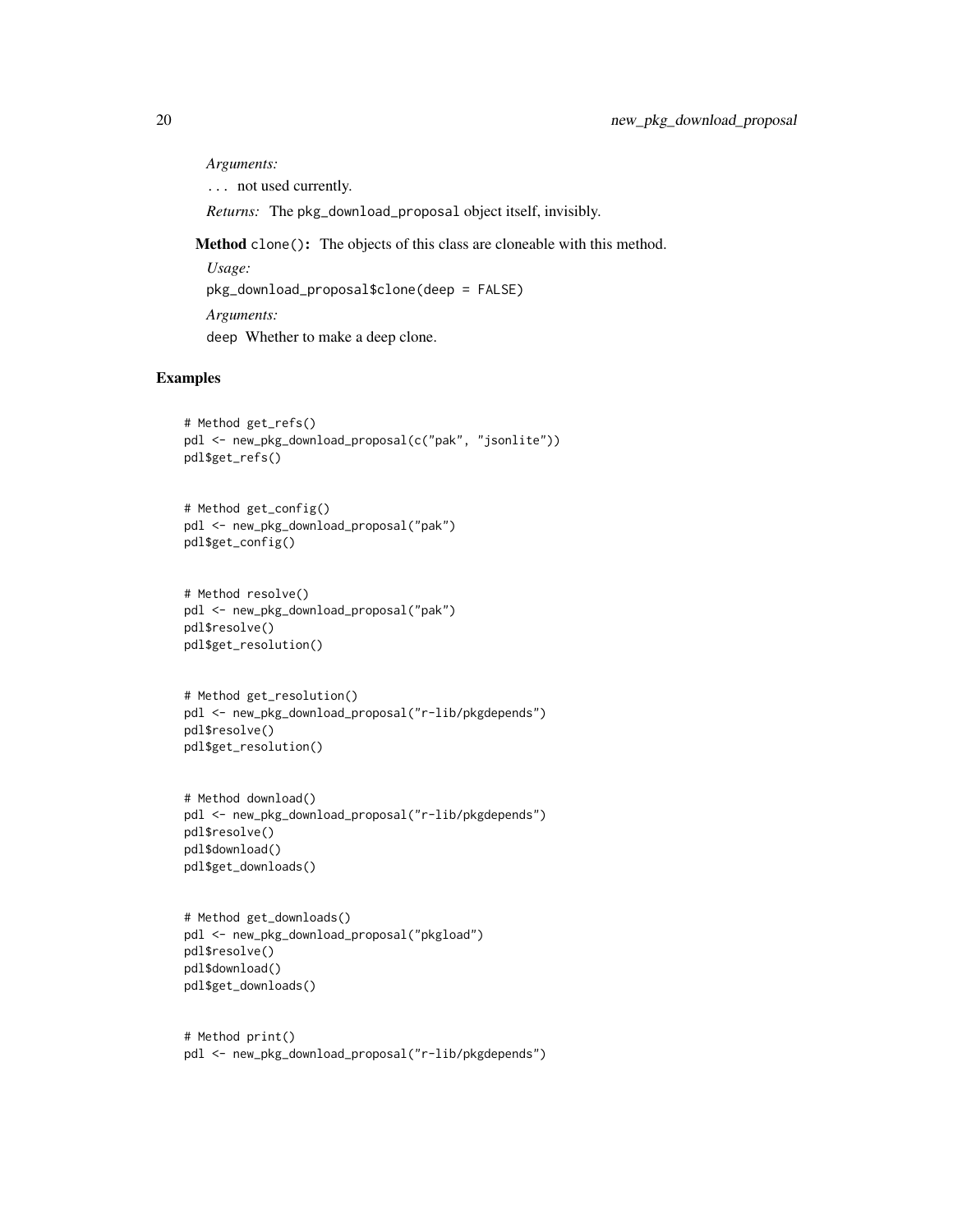*Arguments:*

... not used currently.

*Returns:* The pkg_download_proposal object itself, invisibly.

**Method** `clone()`: The objects of this class are cloneable with this method.

*Usage:*

```
pkg_download_proposal$clone(deep = FALSE)
```

*Arguments:*

deep Whether to make a deep clone.

## Examples

```
# Method get_refs()
pdl <- new_pkg_download_proposal(c("pak", "jsonlite"))
pdl$get_refs()


# Method get_config()
pdl <- new_pkg_download_proposal("pak")
pdl$get_config()


# Method resolve()
pdl <- new_pkg_download_proposal("pak")
pdl$resolve()
pdl$get_resolution()


# Method get_resolution()
pdl <- new_pkg_download_proposal("r-lib/pkgdepends")
pdl$resolve()
pdl$get_resolution()


# Method download()
pdl <- new_pkg_download_proposal("r-lib/pkgdepends")
pdl$resolve()
pdl$download()
pdl$get_downloads()


# Method get_downloads()
pdl <- new_pkg_download_proposal("pkgload")
pdl$resolve()
pdl$download()
pdl$get_downloads()


# Method print()
pdl <- new_pkg_download_proposal("r-lib/pkgdepends")
```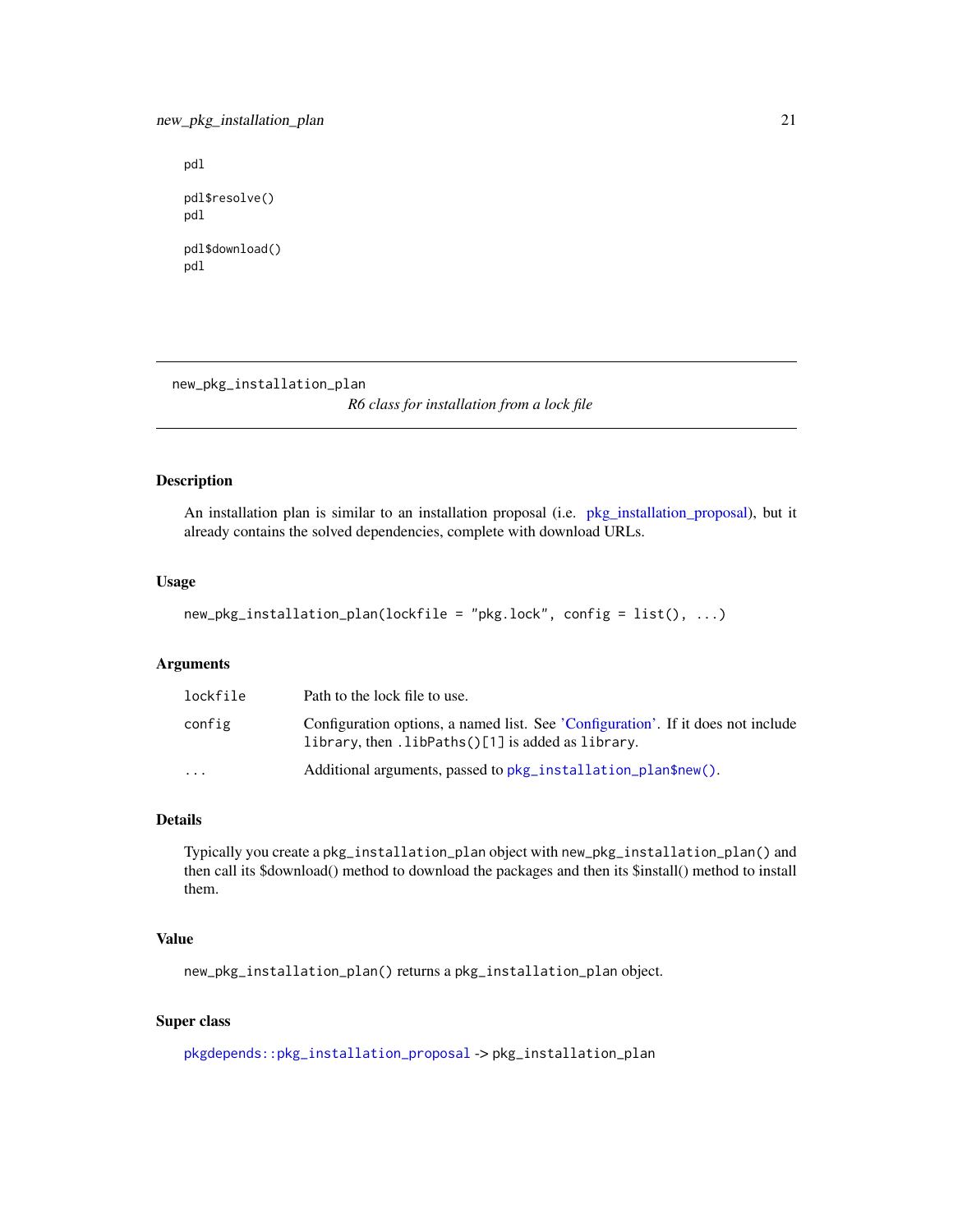```
pdl

pdl$resolve()
pdl

pdl$download()
pdl
```

---

## new_pkg_installation_plan

*R6 class for installation from a lock file*

---

### Description

An installation plan is similar to an installation proposal (i.e. pkg_installation_proposal), but it already contains the solved dependencies, complete with download URLs.

### Usage

```
new_pkg_installation_plan(lockfile = "pkg.lock", config = list(), ...)
```

### Arguments

| | |
|---|---|
| `lockfile` | Path to the lock file to use. |
| `config` | Configuration options, a named list. See 'Configuration'. If it does not include `library`, then `.libPaths()[1]` is added as `library`. |
| `...` | Additional arguments, passed to `pkg_installation_plan$new()`. |

### Details

Typically you create a `pkg_installation_plan` object with `new_pkg_installation_plan()` and then call its $download() method to download the packages and then its $install() method to install them.

### Value

`new_pkg_installation_plan()` returns a `pkg_installation_plan` object.

### Super class

`pkgdepends::pkg_installation_proposal` -> `pkg_installation_plan`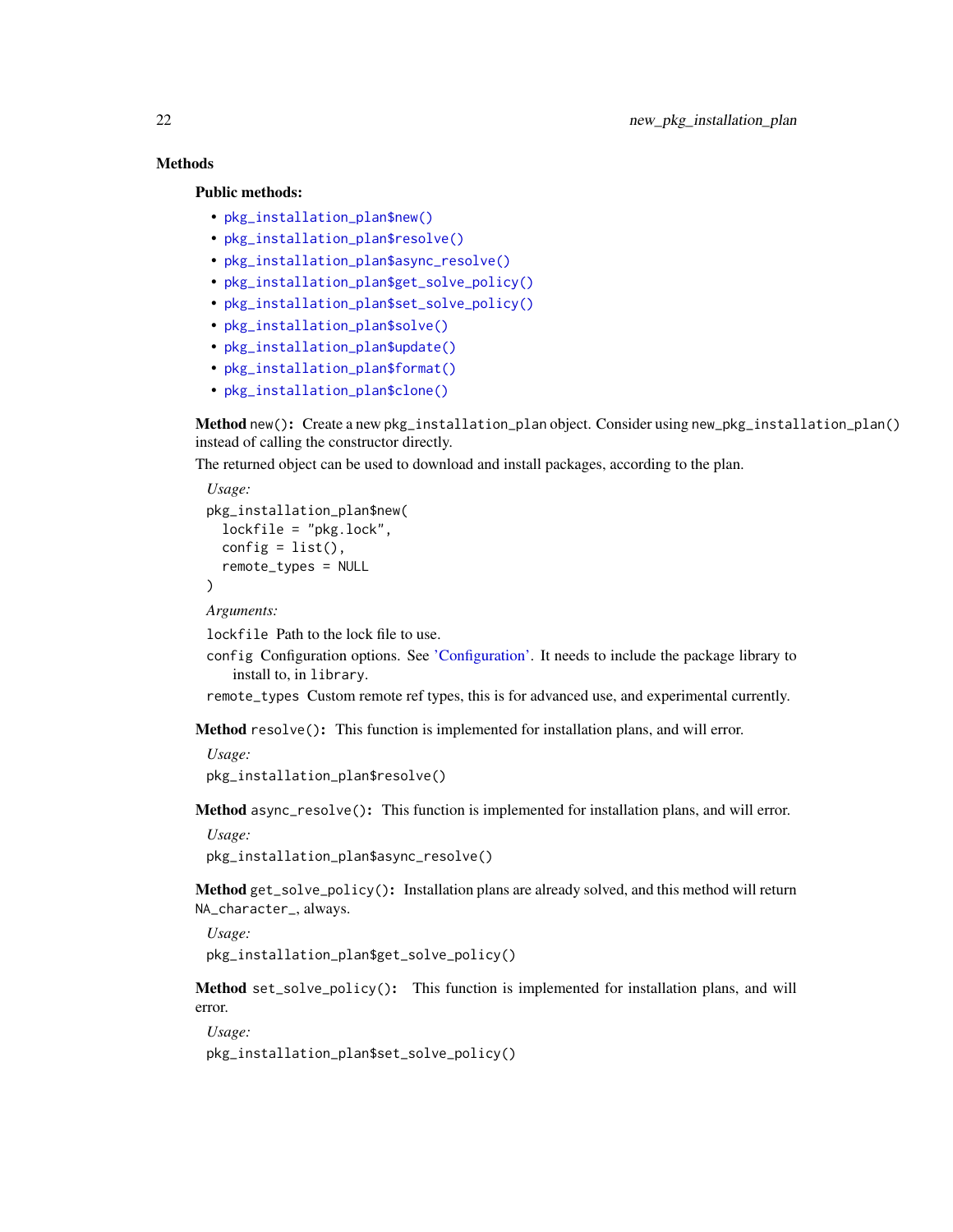### Methods

#### Public methods:

- `pkg_installation_plan$new()`
- `pkg_installation_plan$resolve()`
- `pkg_installation_plan$async_resolve()`
- `pkg_installation_plan$get_solve_policy()`
- `pkg_installation_plan$set_solve_policy()`
- `pkg_installation_plan$solve()`
- `pkg_installation_plan$update()`
- `pkg_installation_plan$format()`
- `pkg_installation_plan$clone()`

**Method** `new()`**:** Create a new `pkg_installation_plan` object. Consider using `new_pkg_installation_plan()` instead of calling the constructor directly.

The returned object can be used to download and install packages, according to the plan.

*Usage:*

```
pkg_installation_plan$new(
  lockfile = "pkg.lock",
  config = list(),
  remote_types = NULL
)
```

*Arguments:*

`lockfile` Path to the lock file to use.

`config` Configuration options. See 'Configuration'. It needs to include the package library to install to, in `library`.

`remote_types` Custom remote ref types, this is for advanced use, and experimental currently.

**Method** `resolve()`**:** This function is implemented for installation plans, and will error.

*Usage:*

```
pkg_installation_plan$resolve()
```

**Method** `async_resolve()`**:** This function is implemented for installation plans, and will error.

*Usage:*

```
pkg_installation_plan$async_resolve()
```

**Method** `get_solve_policy()`**:** Installation plans are already solved, and this method will return `NA_character_`, always.

*Usage:*

```
pkg_installation_plan$get_solve_policy()
```

**Method** `set_solve_policy()`**:** This function is implemented for installation plans, and will error.

*Usage:*

```
pkg_installation_plan$set_solve_policy()
```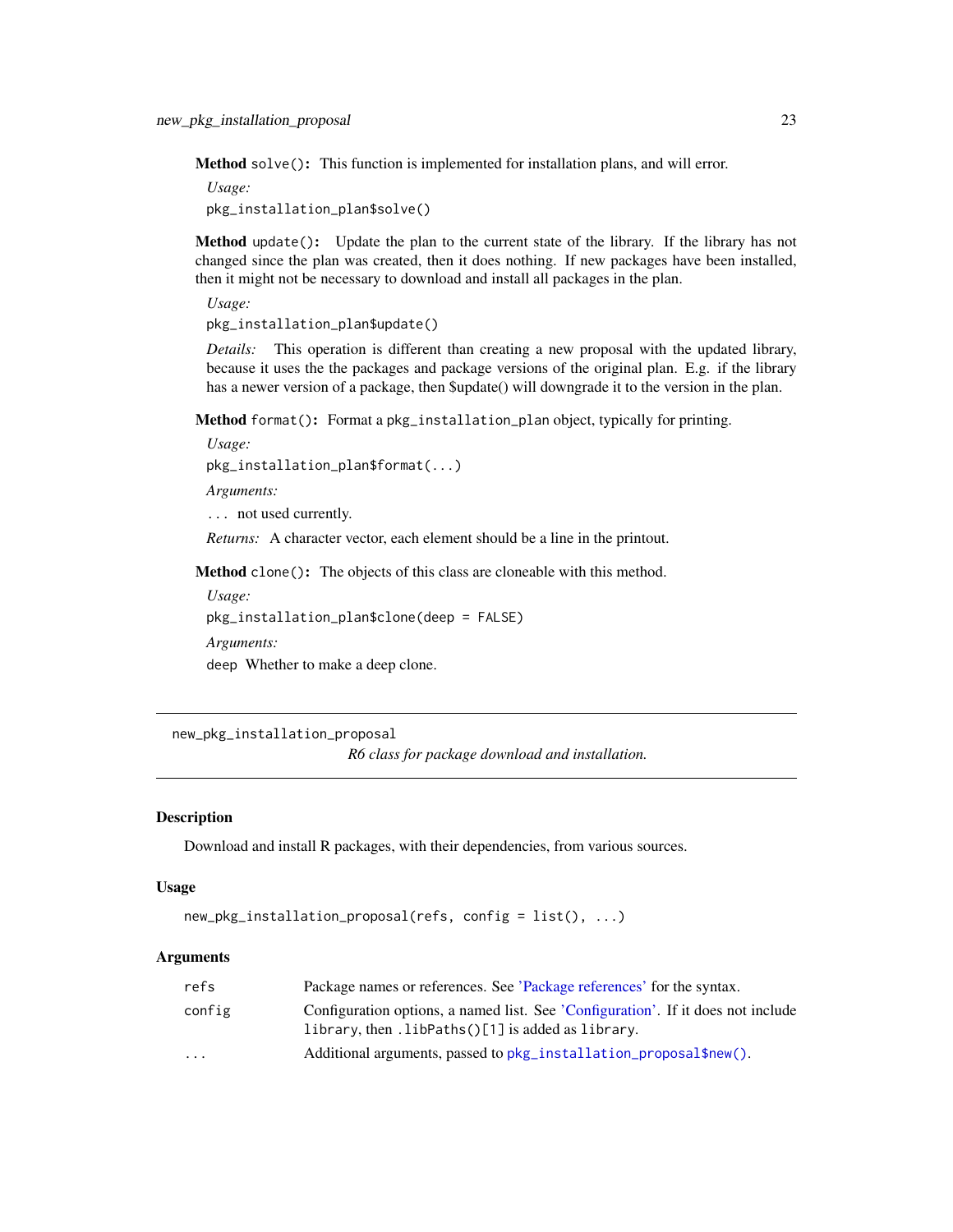**Method** `solve()`: This function is implemented for installation plans, and will error.

*Usage:*

```
pkg_installation_plan$solve()
```

**Method** `update()`: Update the plan to the current state of the library. If the library has not changed since the plan was created, then it does nothing. If new packages have been installed, then it might not be necessary to download and install all packages in the plan.

*Usage:*

```
pkg_installation_plan$update()
```

*Details:* This operation is different than creating a new proposal with the updated library, because it uses the the packages and package versions of the original plan. E.g. if the library has a newer version of a package, then $update() will downgrade it to the version in the plan.

**Method** `format()`: Format a `pkg_installation_plan` object, typically for printing.

*Usage:*

```
pkg_installation_plan$format(...)
```

*Arguments:*

`...` not used currently.

*Returns:* A character vector, each element should be a line in the printout.

**Method** `clone()`: The objects of this class are cloneable with this method.

*Usage:*

```
pkg_installation_plan$clone(deep = FALSE)
```

*Arguments:*

`deep` Whether to make a deep clone.

---

## new_pkg_installation_proposal

*R6 class for package download and installation.*

---

### Description

Download and install R packages, with their dependencies, from various sources.

### Usage

```
new_pkg_installation_proposal(refs, config = list(), ...)
```

### Arguments

| | |
|---|---|
| `refs` | Package names or references. See 'Package references' for the syntax. |
| `config` | Configuration options, a named list. See 'Configuration'. If it does not include `library`, then `.libPaths()[1]` is added as `library`. |
| `...` | Additional arguments, passed to `pkg_installation_proposal$new()`. |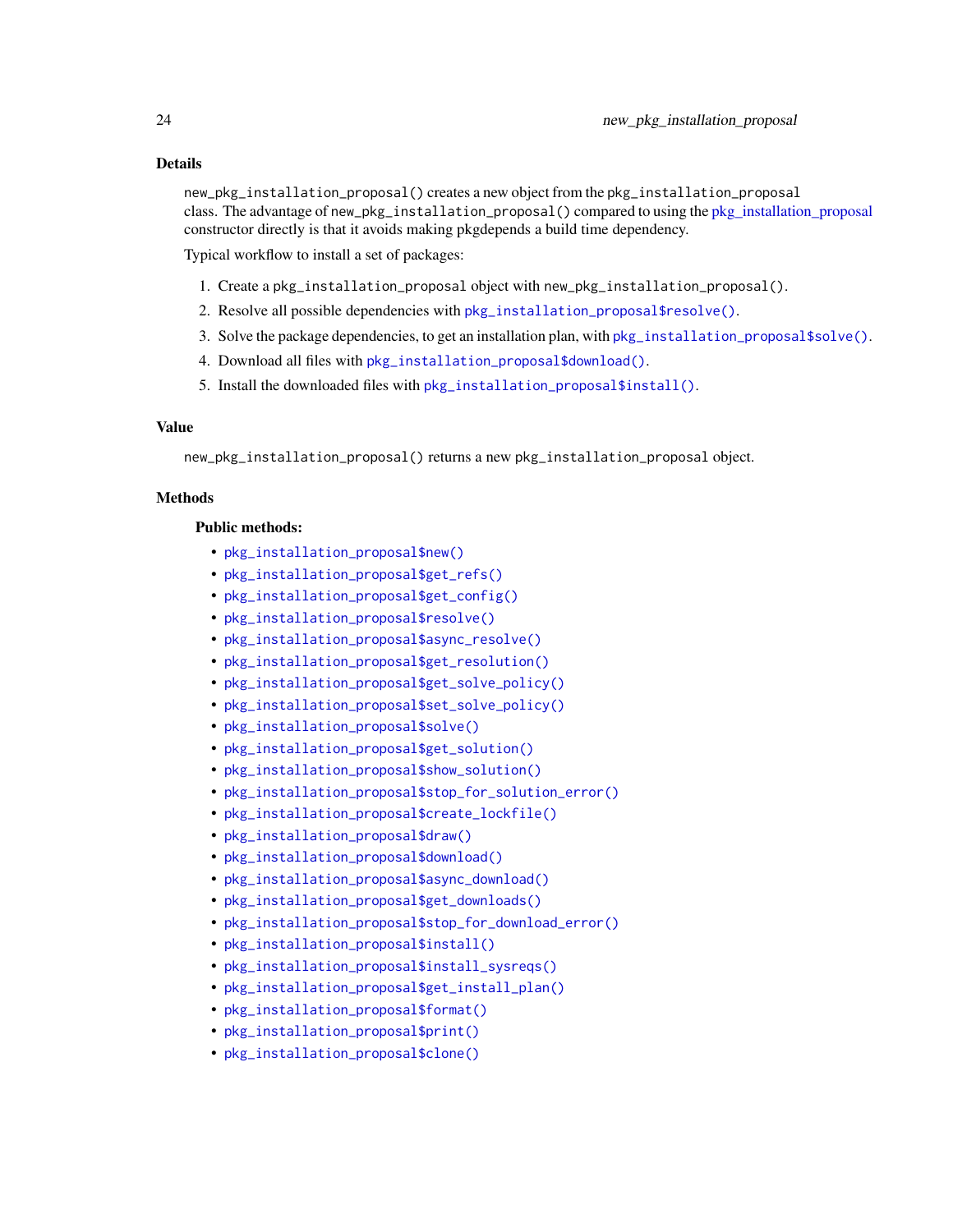## Details

`new_pkg_installation_proposal()` creates a new object from the `pkg_installation_proposal` class. The advantage of `new_pkg_installation_proposal()` compared to using the pkg_installation_proposal constructor directly is that it avoids making pkgdepends a build time dependency.

Typical workflow to install a set of packages:

1. Create a `pkg_installation_proposal` object with `new_pkg_installation_proposal()`.
2. Resolve all possible dependencies with `pkg_installation_proposal$resolve()`.
3. Solve the package dependencies, to get an installation plan, with `pkg_installation_proposal$solve()`.
4. Download all files with `pkg_installation_proposal$download()`.
5. Install the downloaded files with `pkg_installation_proposal$install()`.

## Value

`new_pkg_installation_proposal()` returns a new `pkg_installation_proposal` object.

## Methods

### Public methods:

- `pkg_installation_proposal$new()`
- `pkg_installation_proposal$get_refs()`
- `pkg_installation_proposal$get_config()`
- `pkg_installation_proposal$resolve()`
- `pkg_installation_proposal$async_resolve()`
- `pkg_installation_proposal$get_resolution()`
- `pkg_installation_proposal$get_solve_policy()`
- `pkg_installation_proposal$set_solve_policy()`
- `pkg_installation_proposal$solve()`
- `pkg_installation_proposal$get_solution()`
- `pkg_installation_proposal$show_solution()`
- `pkg_installation_proposal$stop_for_solution_error()`
- `pkg_installation_proposal$create_lockfile()`
- `pkg_installation_proposal$draw()`
- `pkg_installation_proposal$download()`
- `pkg_installation_proposal$async_download()`
- `pkg_installation_proposal$get_downloads()`
- `pkg_installation_proposal$stop_for_download_error()`
- `pkg_installation_proposal$install()`
- `pkg_installation_proposal$install_sysreqs()`
- `pkg_installation_proposal$get_install_plan()`
- `pkg_installation_proposal$format()`
- `pkg_installation_proposal$print()`
- `pkg_installation_proposal$clone()`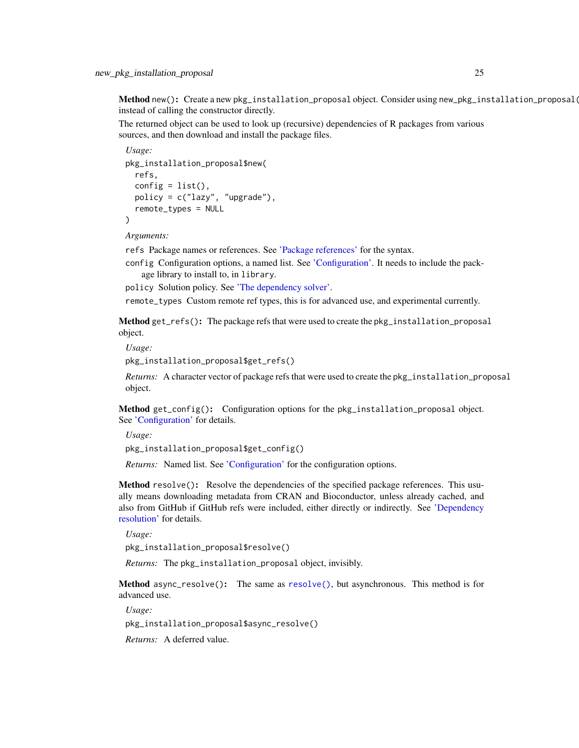**Method** `new()`: Create a new `pkg_installation_proposal` object. Consider using `new_pkg_installation_proposal()` instead of calling the constructor directly.

The returned object can be used to look up (recursive) dependencies of R packages from various sources, and then download and install the package files.

*Usage:*

```
pkg_installation_proposal$new(
  refs,
  config = list(),
  policy = c("lazy", "upgrade"),
  remote_types = NULL
)
```

*Arguments:*

`refs` Package names or references. See 'Package references' for the syntax.

`config` Configuration options, a named list. See 'Configuration'. It needs to include the package library to install to, in `library`.

`policy` Solution policy. See 'The dependency solver'.

`remote_types` Custom remote ref types, this is for advanced use, and experimental currently.

**Method** `get_refs()`: The package refs that were used to create the `pkg_installation_proposal` object.

*Usage:*

```
pkg_installation_proposal$get_refs()
```

*Returns:* A character vector of package refs that were used to create the `pkg_installation_proposal` object.

**Method** `get_config()`: Configuration options for the `pkg_installation_proposal` object. See 'Configuration' for details.

*Usage:*

```
pkg_installation_proposal$get_config()
```

*Returns:* Named list. See 'Configuration' for the configuration options.

**Method** `resolve()`: Resolve the dependencies of the specified package references. This usually means downloading metadata from CRAN and Bioconductor, unless already cached, and also from GitHub if GitHub refs were included, either directly or indirectly. See 'Dependency resolution' for details.

*Usage:*

```
pkg_installation_proposal$resolve()
```

*Returns:* The `pkg_installation_proposal` object, invisibly.

**Method** `async_resolve()`: The same as `resolve()`, but asynchronous. This method is for advanced use.

*Usage:*

```
pkg_installation_proposal$async_resolve()
```

*Returns:* A deferred value.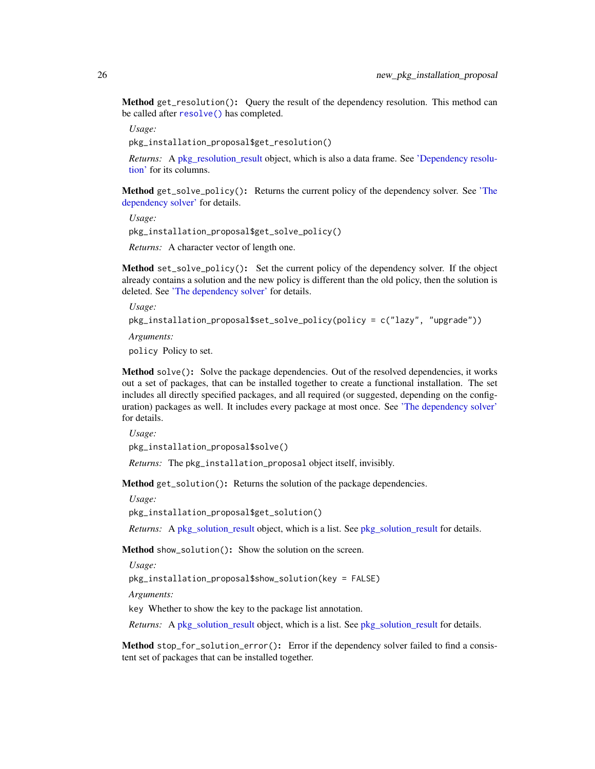**Method** `get_resolution()`**:** Query the result of the dependency resolution. This method can be called after `resolve()` has completed.

*Usage:*

```
pkg_installation_proposal$get_resolution()
```

*Returns:* A pkg_resolution_result object, which is also a data frame. See 'Dependency resolution' for its columns.

**Method** `get_solve_policy()`**:** Returns the current policy of the dependency solver. See 'The dependency solver' for details.

*Usage:*

```
pkg_installation_proposal$get_solve_policy()
```

*Returns:* A character vector of length one.

**Method** `set_solve_policy()`**:** Set the current policy of the dependency solver. If the object already contains a solution and the new policy is different than the old policy, then the solution is deleted. See 'The dependency solver' for details.

*Usage:*

```
pkg_installation_proposal$set_solve_policy(policy = c("lazy", "upgrade"))
```

*Arguments:*

`policy` Policy to set.

**Method** `solve()`**:** Solve the package dependencies. Out of the resolved dependencies, it works out a set of packages, that can be installed together to create a functional installation. The set includes all directly specified packages, and all required (or suggested, depending on the configuration) packages as well. It includes every package at most once. See 'The dependency solver' for details.

*Usage:*

```
pkg_installation_proposal$solve()
```

*Returns:* The `pkg_installation_proposal` object itself, invisibly.

**Method** `get_solution()`**:** Returns the solution of the package dependencies.

*Usage:*

```
pkg_installation_proposal$get_solution()
```

*Returns:* A pkg_solution_result object, which is a list. See pkg_solution_result for details.

**Method** `show_solution()`**:** Show the solution on the screen.

*Usage:*

```
pkg_installation_proposal$show_solution(key = FALSE)
```

*Arguments:*

`key` Whether to show the key to the package list annotation.

*Returns:* A pkg_solution_result object, which is a list. See pkg_solution_result for details.

**Method** `stop_for_solution_error()`**:** Error if the dependency solver failed to find a consistent set of packages that can be installed together.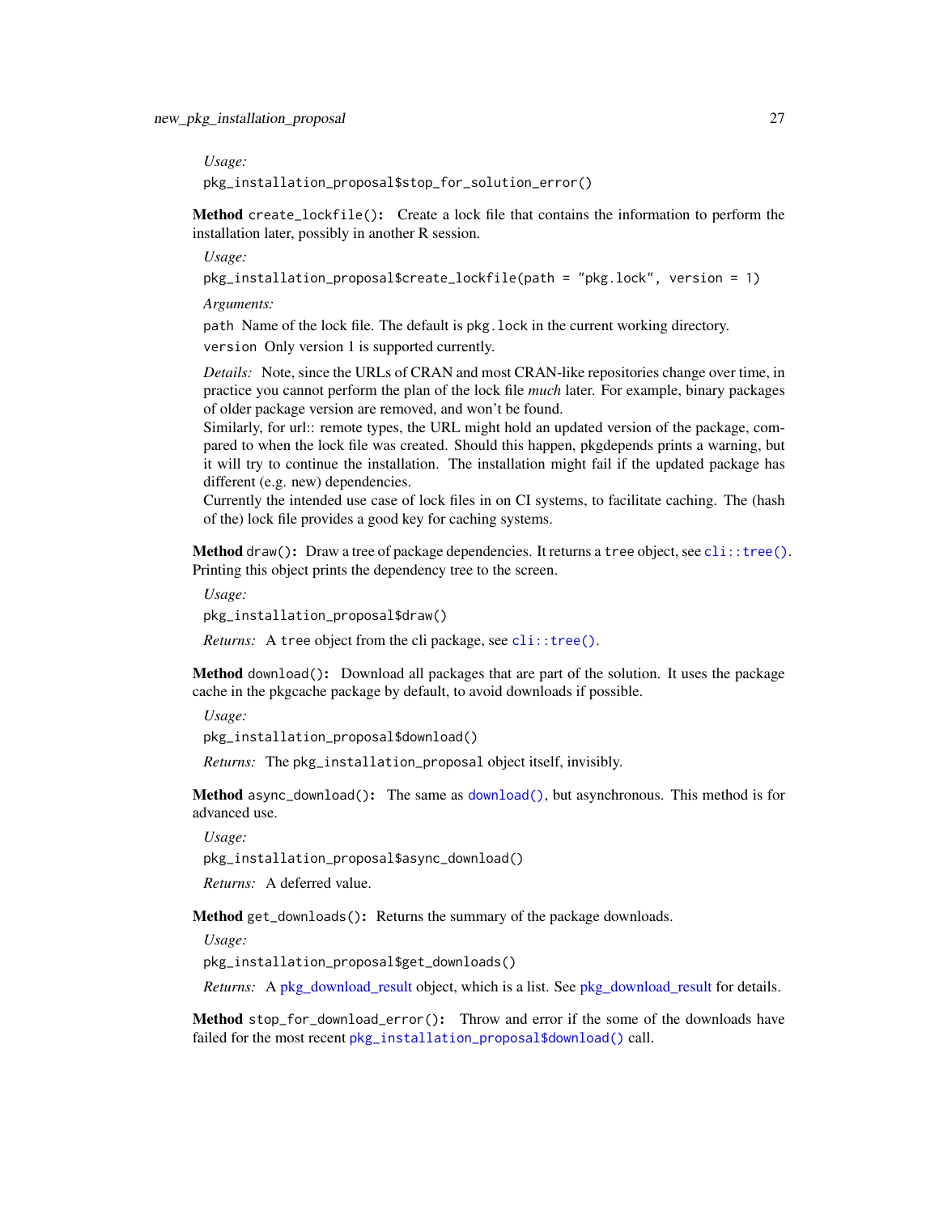*Usage:*

```
pkg_installation_proposal$stop_for_solution_error()
```

**Method** `create_lockfile()`**:** Create a lock file that contains the information to perform the installation later, possibly in another R session.

*Usage:*

```
pkg_installation_proposal$create_lockfile(path = "pkg.lock", version = 1)
```

*Arguments:*

`path` Name of the lock file. The default is `pkg.lock` in the current working directory.

`version` Only version 1 is supported currently.

*Details:* Note, since the URLs of CRAN and most CRAN-like repositories change over time, in practice you cannot perform the plan of the lock file *much* later. For example, binary packages of older package version are removed, and won't be found.

Similarly, for url:: remote types, the URL might hold an updated version of the package, compared to when the lock file was created. Should this happen, pkgdepends prints a warning, but it will try to continue the installation. The installation might fail if the updated package has different (e.g. new) dependencies.

Currently the intended use case of lock files in on CI systems, to facilitate caching. The (hash of the) lock file provides a good key for caching systems.

**Method** `draw()`**:** Draw a tree of package dependencies. It returns a `tree` object, see `cli::tree()`. Printing this object prints the dependency tree to the screen.

*Usage:*

```
pkg_installation_proposal$draw()
```

*Returns:* A `tree` object from the cli package, see `cli::tree()`.

**Method** `download()`**:** Download all packages that are part of the solution. It uses the package cache in the pkgcache package by default, to avoid downloads if possible.

*Usage:*

```
pkg_installation_proposal$download()
```

*Returns:* The `pkg_installation_proposal` object itself, invisibly.

**Method** `async_download()`**:** The same as `download()`, but asynchronous. This method is for advanced use.

*Usage:*

```
pkg_installation_proposal$async_download()
```

*Returns:* A deferred value.

**Method** `get_downloads()`**:** Returns the summary of the package downloads.

*Usage:*

```
pkg_installation_proposal$get_downloads()
```

*Returns:* A pkg_download_result object, which is a list. See pkg_download_result for details.

**Method** `stop_for_download_error()`**:** Throw and error if the some of the downloads have failed for the most recent `pkg_installation_proposal$download()` call.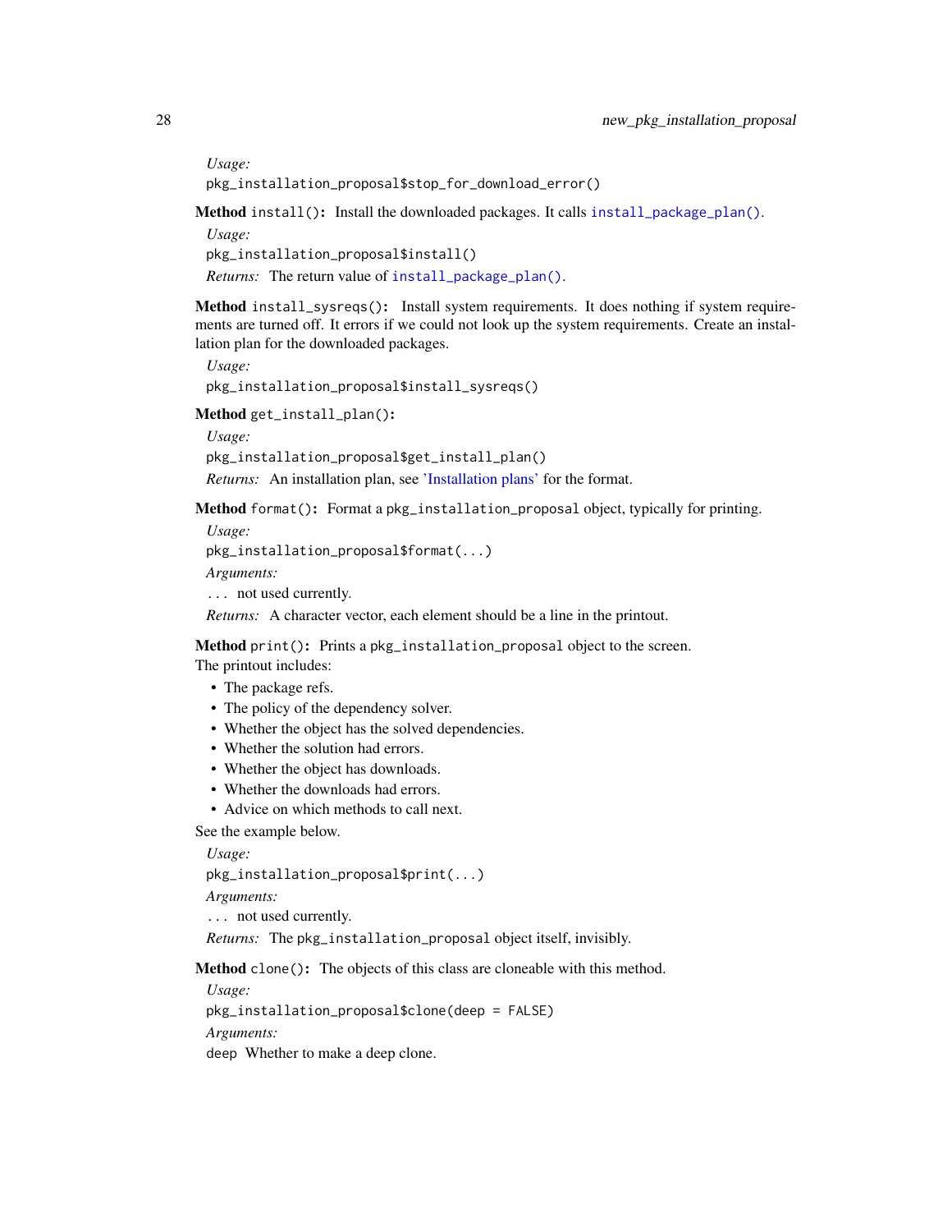*Usage:*

```
pkg_installation_proposal$stop_for_download_error()
```

**Method** `install()`**:** Install the downloaded packages. It calls `install_package_plan()`.

*Usage:*

```
pkg_installation_proposal$install()
```

*Returns:* The return value of `install_package_plan()`.

**Method** `install_sysreqs()`**:** Install system requirements. It does nothing if system requirements are turned off. It errors if we could not look up the system requirements. Create an installation plan for the downloaded packages.

*Usage:*

```
pkg_installation_proposal$install_sysreqs()
```

**Method** `get_install_plan()`**:**

*Usage:*

```
pkg_installation_proposal$get_install_plan()
```

*Returns:* An installation plan, see 'Installation plans' for the format.

**Method** `format()`**:** Format a `pkg_installation_proposal` object, typically for printing.

*Usage:*

```
pkg_installation_proposal$format(...)
```

*Arguments:*

`...` not used currently.

*Returns:* A character vector, each element should be a line in the printout.

**Method** `print()`**:** Prints a `pkg_installation_proposal` object to the screen.

The printout includes:

- The package refs.
- The policy of the dependency solver.
- Whether the object has the solved dependencies.
- Whether the solution had errors.
- Whether the object has downloads.
- Whether the downloads had errors.
- Advice on which methods to call next.

See the example below.

*Usage:*

```
pkg_installation_proposal$print(...)
```

*Arguments:*

`...` not used currently.

*Returns:* The `pkg_installation_proposal` object itself, invisibly.

**Method** `clone()`**:** The objects of this class are cloneable with this method.

*Usage:*

```
pkg_installation_proposal$clone(deep = FALSE)
```

*Arguments:*

`deep` Whether to make a deep clone.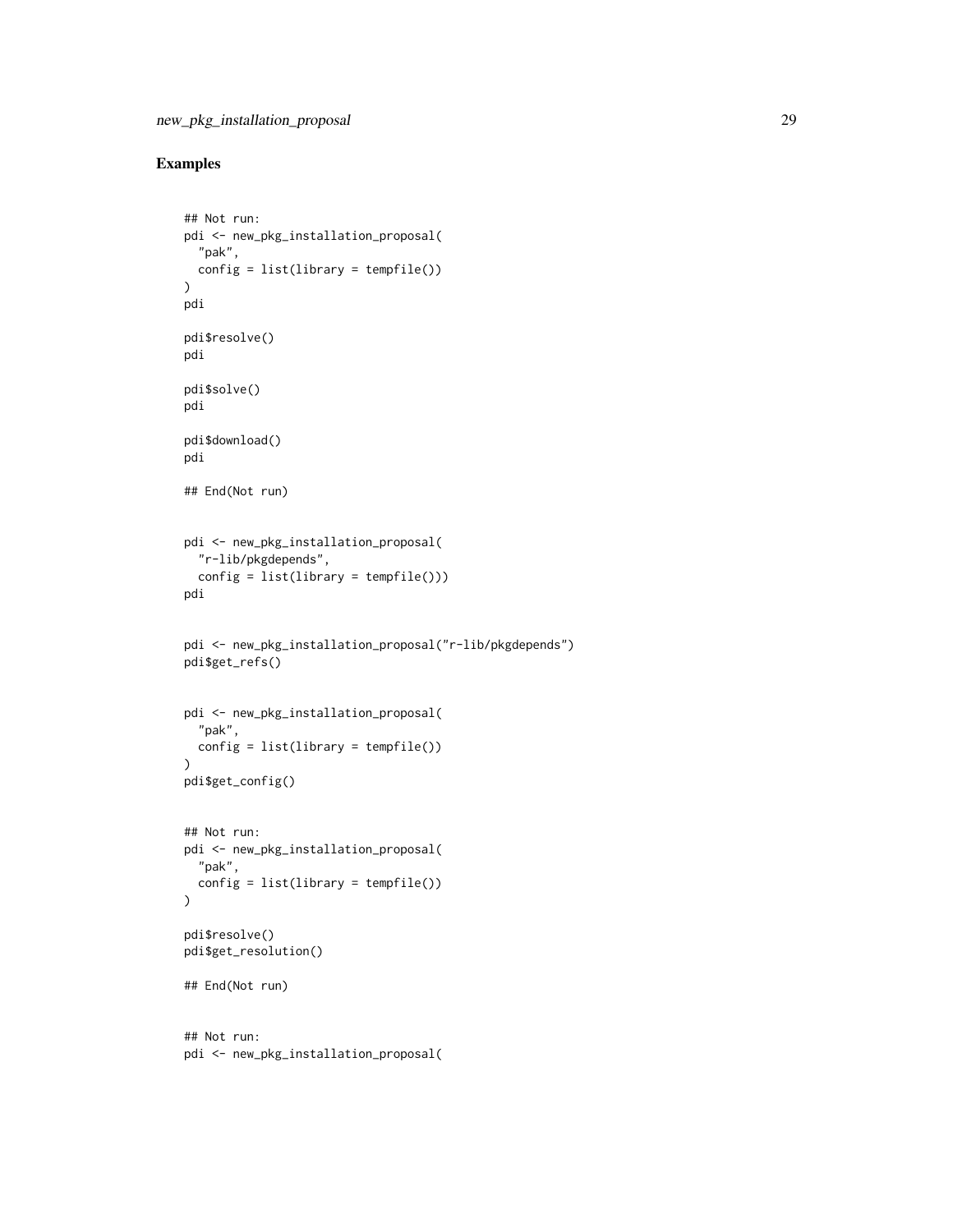## Examples

```
## Not run:
pdi <- new_pkg_installation_proposal(
  "pak",
  config = list(library = tempfile())
)
pdi

pdi$resolve()
pdi

pdi$solve()
pdi

pdi$download()
pdi

## End(Not run)


pdi <- new_pkg_installation_proposal(
  "r-lib/pkgdepends",
  config = list(library = tempfile()))
pdi


pdi <- new_pkg_installation_proposal("r-lib/pkgdepends")
pdi$get_refs()


pdi <- new_pkg_installation_proposal(
  "pak",
  config = list(library = tempfile())
)
pdi$get_config()


## Not run:
pdi <- new_pkg_installation_proposal(
  "pak",
  config = list(library = tempfile())
)

pdi$resolve()
pdi$get_resolution()

## End(Not run)


## Not run:
pdi <- new_pkg_installation_proposal(
```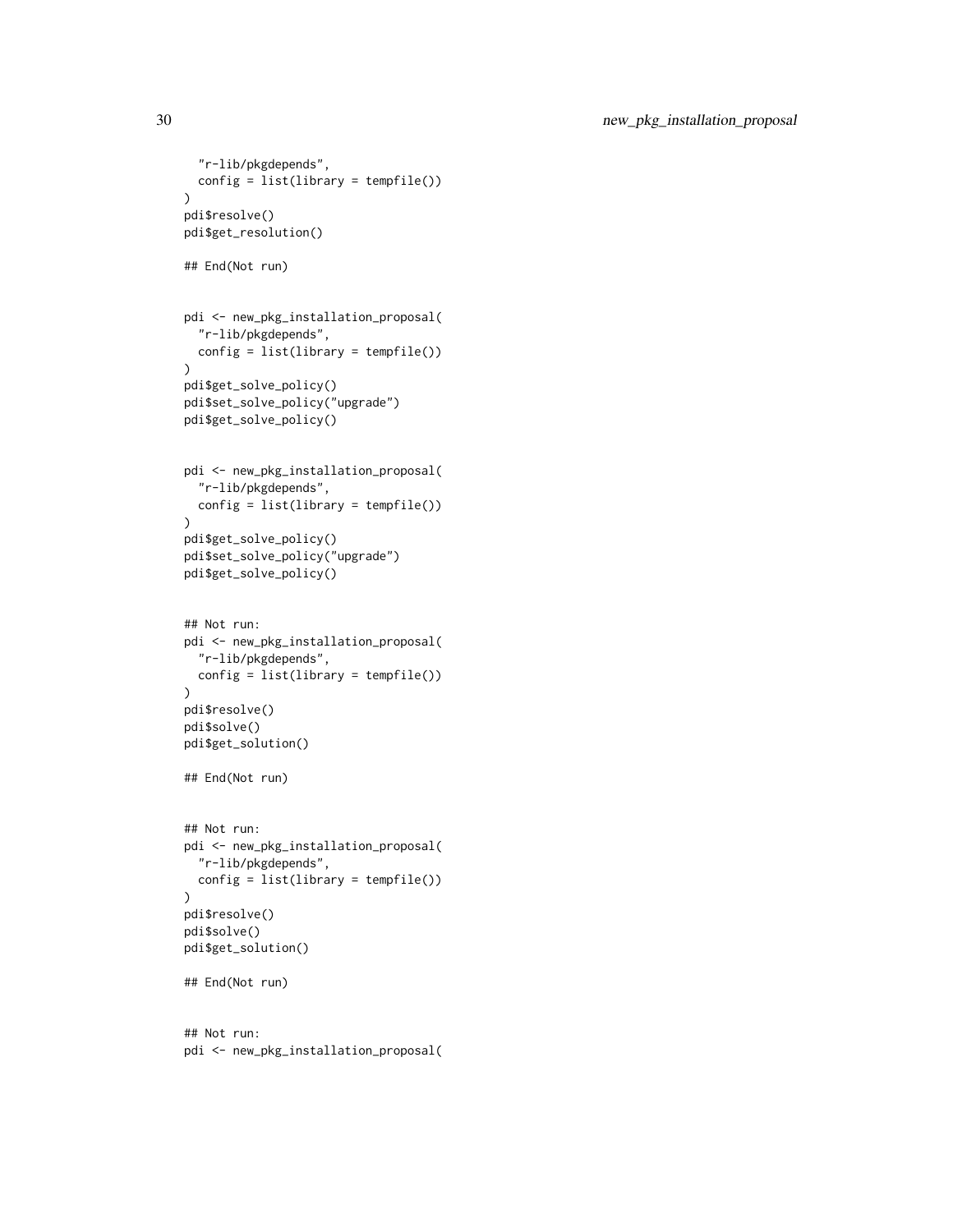```
  "r-lib/pkgdepends",
  config = list(library = tempfile())
)
pdi$resolve()
pdi$get_resolution()

## End(Not run)


pdi <- new_pkg_installation_proposal(
  "r-lib/pkgdepends",
  config = list(library = tempfile())
)
pdi$get_solve_policy()
pdi$set_solve_policy("upgrade")
pdi$get_solve_policy()


pdi <- new_pkg_installation_proposal(
  "r-lib/pkgdepends",
  config = list(library = tempfile())
)
pdi$get_solve_policy()
pdi$set_solve_policy("upgrade")
pdi$get_solve_policy()


## Not run:
pdi <- new_pkg_installation_proposal(
  "r-lib/pkgdepends",
  config = list(library = tempfile())
)
pdi$resolve()
pdi$solve()
pdi$get_solution()

## End(Not run)


## Not run:
pdi <- new_pkg_installation_proposal(
  "r-lib/pkgdepends",
  config = list(library = tempfile())
)
pdi$resolve()
pdi$solve()
pdi$get_solution()

## End(Not run)


## Not run:
pdi <- new_pkg_installation_proposal(
```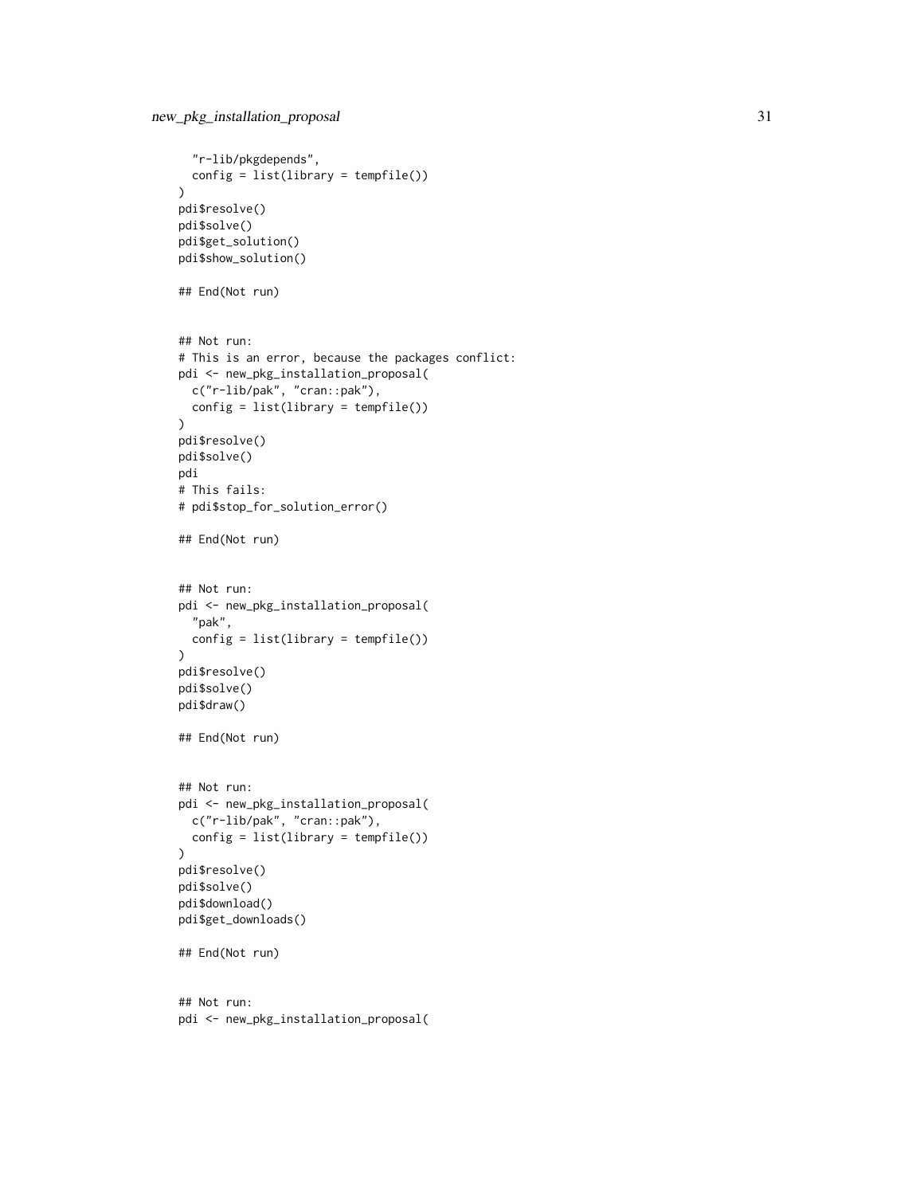```
  "r-lib/pkgdepends",
  config = list(library = tempfile())
)
pdi$resolve()
pdi$solve()
pdi$get_solution()
pdi$show_solution()

## End(Not run)


## Not run:
# This is an error, because the packages conflict:
pdi <- new_pkg_installation_proposal(
  c("r-lib/pak", "cran::pak"),
  config = list(library = tempfile())
)
pdi$resolve()
pdi$solve()
pdi
# This fails:
# pdi$stop_for_solution_error()

## End(Not run)


## Not run:
pdi <- new_pkg_installation_proposal(
  "pak",
  config = list(library = tempfile())
)
pdi$resolve()
pdi$solve()
pdi$draw()

## End(Not run)


## Not run:
pdi <- new_pkg_installation_proposal(
  c("r-lib/pak", "cran::pak"),
  config = list(library = tempfile())
)
pdi$resolve()
pdi$solve()
pdi$download()
pdi$get_downloads()

## End(Not run)


## Not run:
pdi <- new_pkg_installation_proposal(
```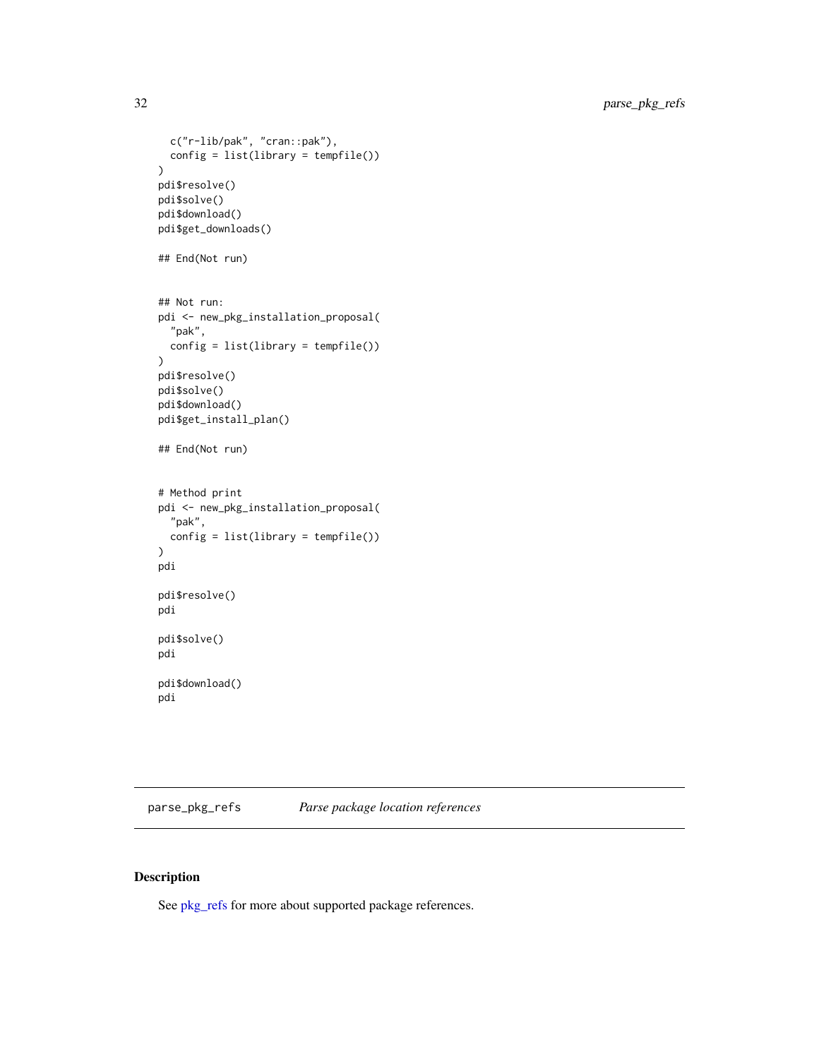```
  c("r-lib/pak", "cran::pak"),
  config = list(library = tempfile())
)
pdi$resolve()
pdi$solve()
pdi$download()
pdi$get_downloads()

## End(Not run)


## Not run:
pdi <- new_pkg_installation_proposal(
  "pak",
  config = list(library = tempfile())
)
pdi$resolve()
pdi$solve()
pdi$download()
pdi$get_install_plan()

## End(Not run)


# Method print
pdi <- new_pkg_installation_proposal(
  "pak",
  config = list(library = tempfile())
)
pdi

pdi$resolve()
pdi

pdi$solve()
pdi

pdi$download()
pdi
```

---

`parse_pkg_refs` *Parse package location references*

---

### Description

See pkg_refs for more about supported package references.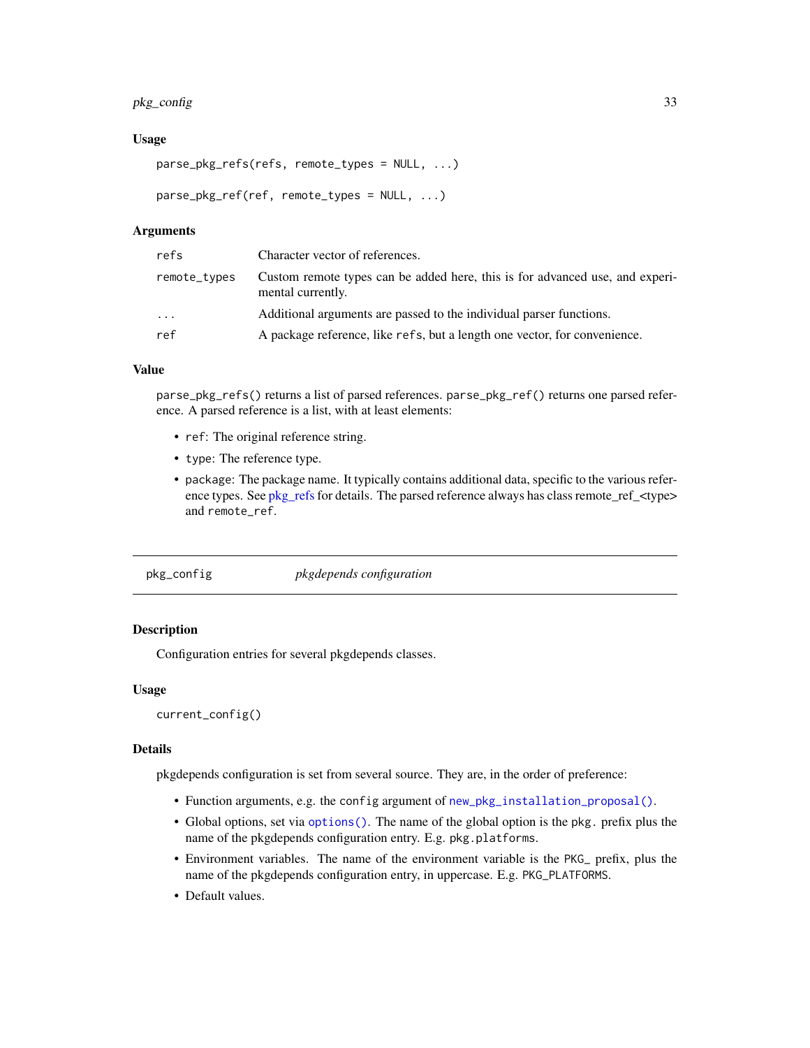### Usage

```
parse_pkg_refs(refs, remote_types = NULL, ...)

parse_pkg_ref(ref, remote_types = NULL, ...)
```

### Arguments

| | |
|---|---|
| `refs` | Character vector of references. |
| `remote_types` | Custom remote types can be added here, this is for advanced use, and experimental currently. |
| `...` | Additional arguments are passed to the individual parser functions. |
| `ref` | A package reference, like `refs`, but a length one vector, for convenience. |

### Value

`parse_pkg_refs()` returns a list of parsed references. `parse_pkg_ref()` returns one parsed reference. A parsed reference is a list, with at least elements:

- `ref`: The original reference string.
- `type`: The reference type.
- `package`: The package name. It typically contains additional data, specific to the various reference types. See pkg_refs for details. The parsed reference always has class remote_ref_<type> and `remote_ref`.

---

## `pkg_config` *pkgdepends configuration*

---

### Description

Configuration entries for several pkgdepends classes.

### Usage

```
current_config()
```

### Details

pkgdepends configuration is set from several source. They are, in the order of preference:

- Function arguments, e.g. the `config` argument of `new_pkg_installation_proposal()`.
- Global options, set via `options()`. The name of the global option is the `pkg.` prefix plus the name of the pkgdepends configuration entry. E.g. `pkg.platforms`.
- Environment variables. The name of the environment variable is the `PKG_` prefix, plus the name of the pkgdepends configuration entry, in uppercase. E.g. `PKG_PLATFORMS`.
- Default values.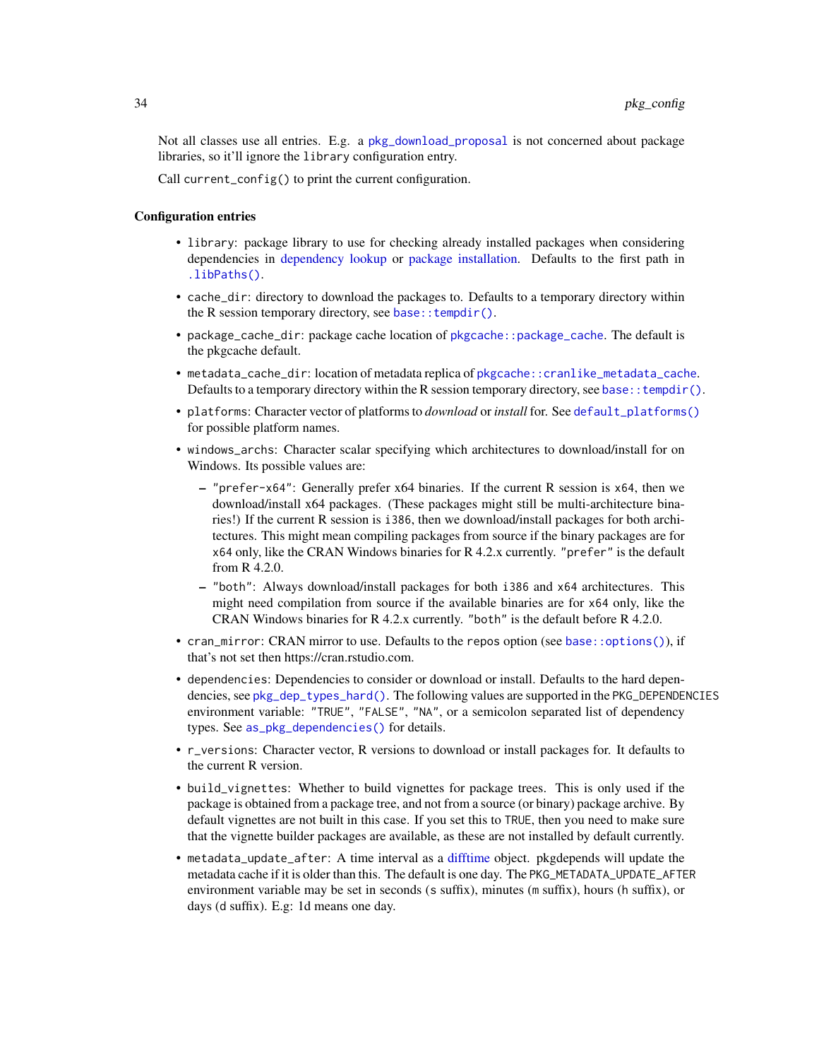Not all classes use all entries. E.g. a `pkg_download_proposal` is not concerned about package libraries, so it'll ignore the `library` configuration entry.

Call `current_config()` to print the current configuration.

### Configuration entries

- `library`: package library to use for checking already installed packages when considering dependencies in dependency lookup or package installation. Defaults to the first path in `.libPaths()`.
- `cache_dir`: directory to download the packages to. Defaults to a temporary directory within the R session temporary directory, see `base::tempdir()`.
- `package_cache_dir`: package cache location of `pkgcache::package_cache`. The default is the pkgcache default.
- `metadata_cache_dir`: location of metadata replica of `pkgcache::cranlike_metadata_cache`. Defaults to a temporary directory within the R session temporary directory, see `base::tempdir()`.
- `platforms`: Character vector of platforms to *download* or *install* for. See `default_platforms()` for possible platform names.
- `windows_archs`: Character scalar specifying which architectures to download/install for on Windows. Its possible values are:
  - `"prefer-x64"`: Generally prefer x64 binaries. If the current R session is `x64`, then we download/install x64 packages. (These packages might still be multi-architecture binaries!) If the current R session is `i386`, then we download/install packages for both architectures. This might mean compiling packages from source if the binary packages are for `x64` only, like the CRAN Windows binaries for R 4.2.x currently. `"prefer"` is the default from R 4.2.0.
  - `"both"`: Always download/install packages for both `i386` and `x64` architectures. This might need compilation from source if the available binaries are for `x64` only, like the CRAN Windows binaries for R 4.2.x currently. `"both"` is the default before R 4.2.0.
- `cran_mirror`: CRAN mirror to use. Defaults to the `repos` option (see `base::options()`), if that's not set then https://cran.rstudio.com.
- `dependencies`: Dependencies to consider or download or install. Defaults to the hard dependencies, see `pkg_dep_types_hard()`. The following values are supported in the `PKG_DEPENDENCIES` environment variable: `"TRUE"`, `"FALSE"`, `"NA"`, or a semicolon separated list of dependency types. See `as_pkg_dependencies()` for details.
- `r_versions`: Character vector, R versions to download or install packages for. It defaults to the current R version.
- `build_vignettes`: Whether to build vignettes for package trees. This is only used if the package is obtained from a package tree, and not from a source (or binary) package archive. By default vignettes are not built in this case. If you set this to `TRUE`, then you need to make sure that the vignette builder packages are available, as these are not installed by default currently.
- `metadata_update_after`: A time interval as a difftime object. pkgdepends will update the metadata cache if it is older than this. The default is one day. The `PKG_METADATA_UPDATE_AFTER` environment variable may be set in seconds (`s` suffix), minutes (`m` suffix), hours (`h` suffix), or days (`d` suffix). E.g: 1d means one day.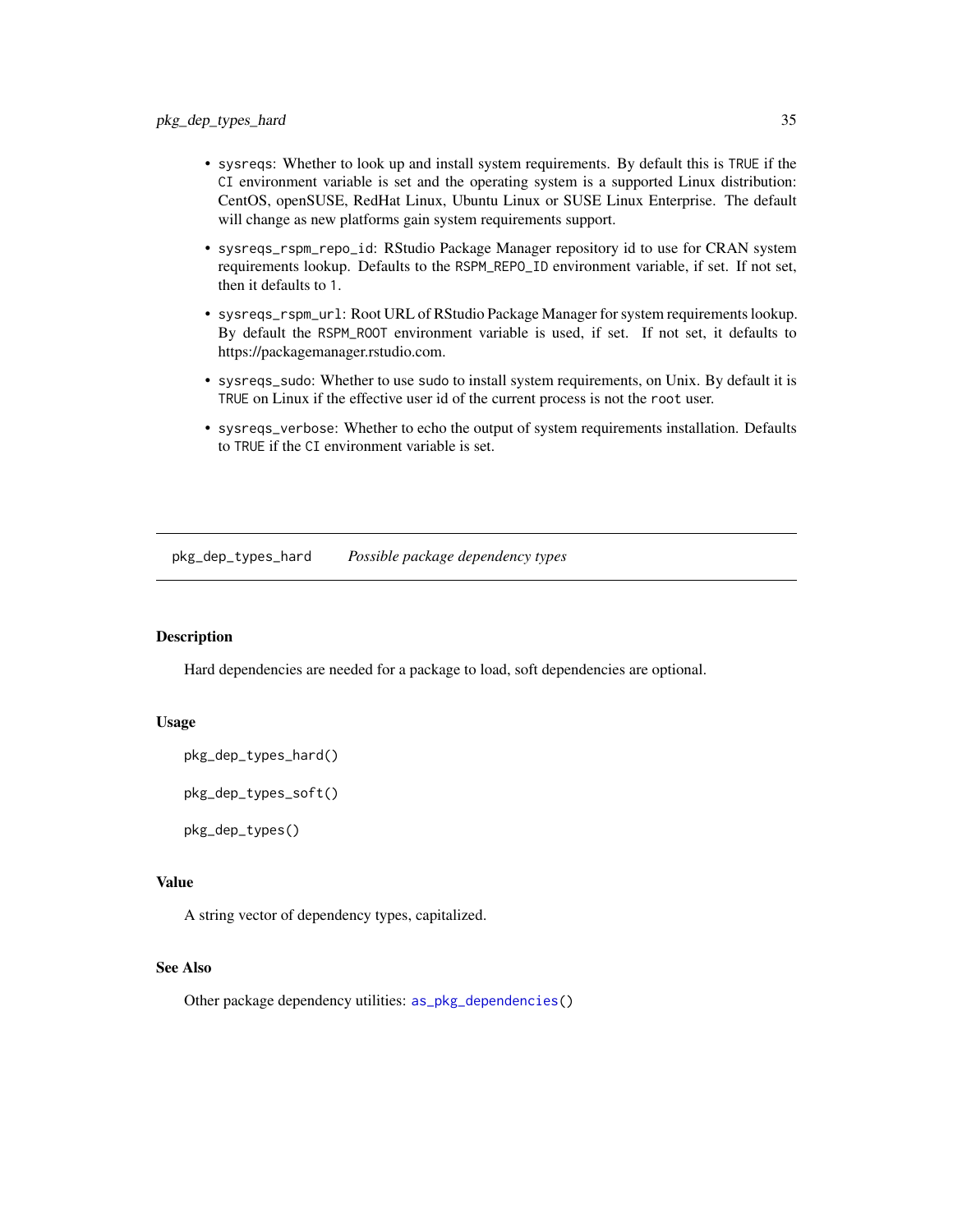- `sysreqs`: Whether to look up and install system requirements. By default this is `TRUE` if the `CI` environment variable is set and the operating system is a supported Linux distribution: CentOS, openSUSE, RedHat Linux, Ubuntu Linux or SUSE Linux Enterprise. The default will change as new platforms gain system requirements support.
- `sysreqs_rspm_repo_id`: RStudio Package Manager repository id to use for CRAN system requirements lookup. Defaults to the `RSPM_REPO_ID` environment variable, if set. If not set, then it defaults to `1`.
- `sysreqs_rspm_url`: Root URL of RStudio Package Manager for system requirements lookup. By default the `RSPM_ROOT` environment variable is used, if set. If not set, it defaults to https://packagemanager.rstudio.com.
- `sysreqs_sudo`: Whether to use `sudo` to install system requirements, on Unix. By default it is `TRUE` on Linux if the effective user id of the current process is not the `root` user.
- `sysreqs_verbose`: Whether to echo the output of system requirements installation. Defaults to `TRUE` if the `CI` environment variable is set.

## `pkg_dep_types_hard` *Possible package dependency types*

### Description

Hard dependencies are needed for a package to load, soft dependencies are optional.

### Usage

```
pkg_dep_types_hard()

pkg_dep_types_soft()

pkg_dep_types()
```

### Value

A string vector of dependency types, capitalized.

### See Also

Other package dependency utilities: `as_pkg_dependencies()`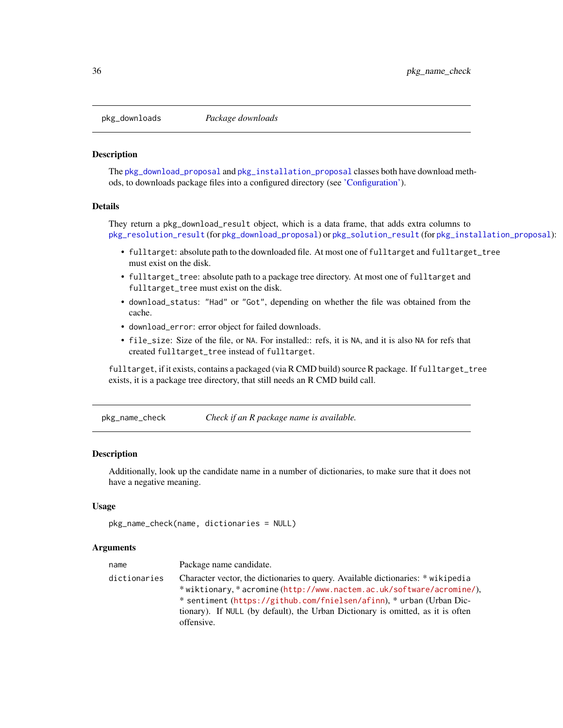## pkg_downloads *Package downloads*

### Description

The pkg_download_proposal and pkg_installation_proposal classes both have download methods, to downloads package files into a configured directory (see 'Configuration').

### Details

They return a pkg_download_result object, which is a data frame, that adds extra columns to pkg_resolution_result (for pkg_download_proposal) or pkg_solution_result (for pkg_installation_proposal):

- fulltarget: absolute path to the downloaded file. At most one of fulltarget and fulltarget_tree must exist on the disk.
- fulltarget_tree: absolute path to a package tree directory. At most one of fulltarget and fulltarget_tree must exist on the disk.
- download_status: "Had" or "Got", depending on whether the file was obtained from the cache.
- download_error: error object for failed downloads.
- file_size: Size of the file, or NA. For installed:: refs, it is NA, and it is also NA for refs that created fulltarget_tree instead of fulltarget.

fulltarget, if it exists, contains a packaged (via R CMD build) source R package. If fulltarget_tree exists, it is a package tree directory, that still needs an R CMD build call.

## pkg_name_check *Check if an R package name is available.*

### Description

Additionally, look up the candidate name in a number of dictionaries, to make sure that it does not have a negative meaning.

### Usage

```
pkg_name_check(name, dictionaries = NULL)
```

### Arguments

| | |
|---|---|
| name | Package name candidate. |
| dictionaries | Character vector, the dictionaries to query. Available dictionaries: * wikipedia * wiktionary, * acromine (http://www.nactem.ac.uk/software/acromine/), * sentiment (https://github.com/fnielsen/afinn), * urban (Urban Dictionary). If NULL (by default), the Urban Dictionary is omitted, as it is often offensive. |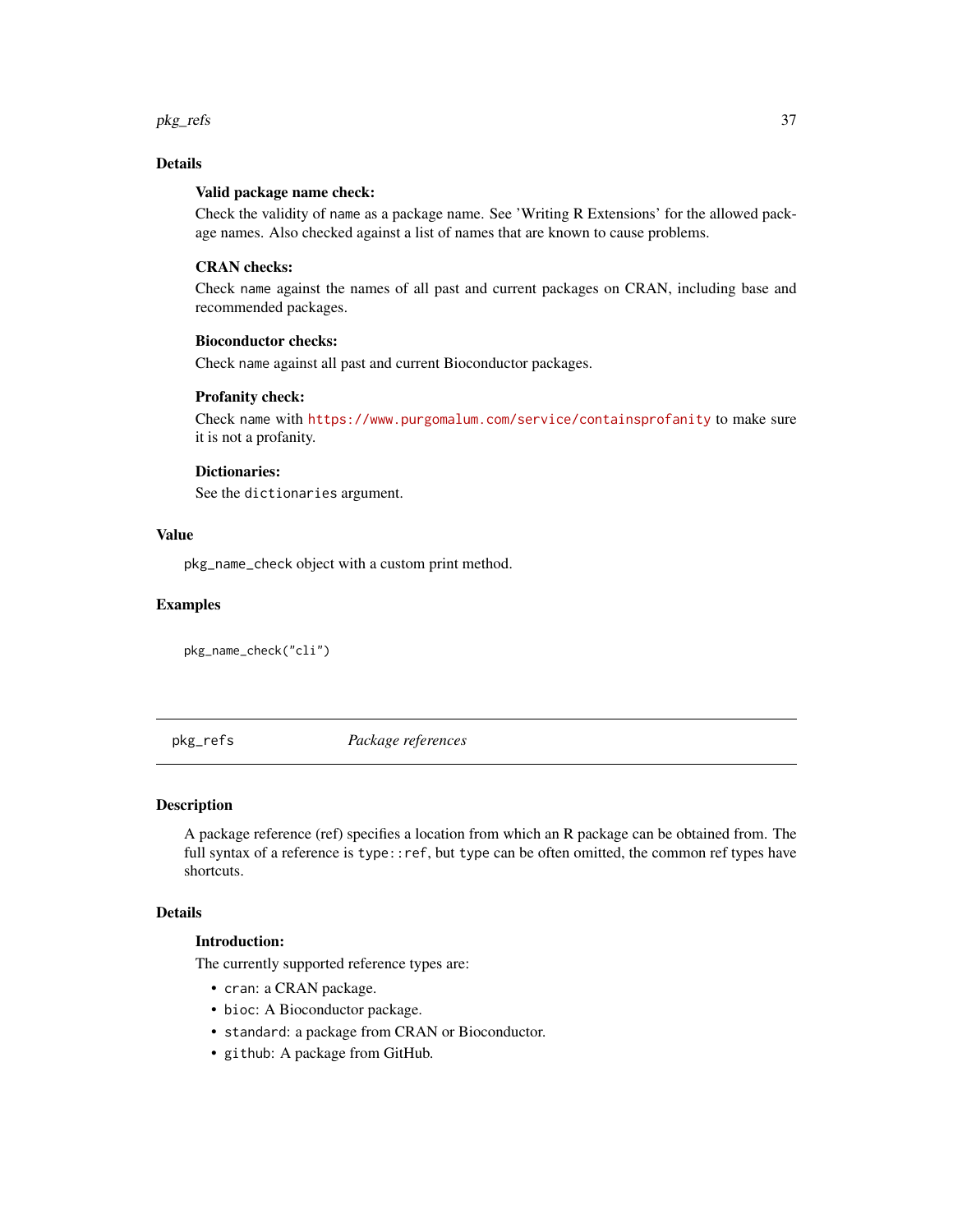## Details

**Valid package name check:**

Check the validity of `name` as a package name. See 'Writing R Extensions' for the allowed package names. Also checked against a list of names that are known to cause problems.

**CRAN checks:**

Check `name` against the names of all past and current packages on CRAN, including base and recommended packages.

**Bioconductor checks:**

Check `name` against all past and current Bioconductor packages.

**Profanity check:**

Check `name` with https://www.purgomalum.com/service/containsprofanity to make sure it is not a profanity.

**Dictionaries:**

See the `dictionaries` argument.

## Value

`pkg_name_check` object with a custom print method.

## Examples

```
pkg_name_check("cli")
```

---

# pkg_refs *Package references*

## Description

A package reference (ref) specifies a location from which an R package can be obtained from. The full syntax of a reference is `type::ref`, but `type` can be often omitted, the common ref types have shortcuts.

## Details

**Introduction:**

The currently supported reference types are:

- `cran`: a CRAN package.
- `bioc`: A Bioconductor package.
- `standard`: a package from CRAN or Bioconductor.
- `github`: A package from GitHub.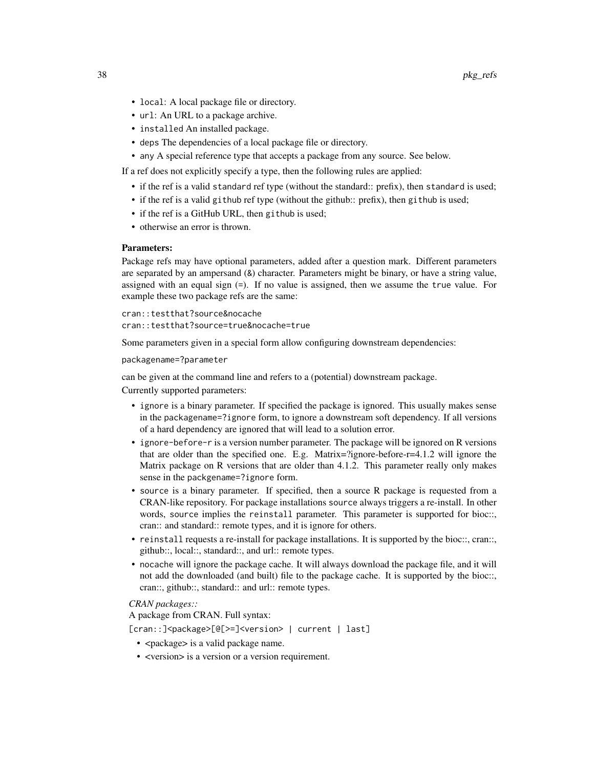- `local`: A local package file or directory.
- `url`: An URL to a package archive.
- `installed` An installed package.
- `deps` The dependencies of a local package file or directory.
- `any` A special reference type that accepts a package from any source. See below.

If a ref does not explicitly specify a type, then the following rules are applied:

- if the ref is a valid `standard` ref type (without the standard:: prefix), then `standard` is used;
- if the ref is a valid `github` ref type (without the github:: prefix), then `github` is used;
- if the ref is a GitHub URL, then `github` is used;
- otherwise an error is thrown.

**Parameters:**

Package refs may have optional parameters, added after a question mark. Different parameters are separated by an ampersand (`&`) character. Parameters might be binary, or have a string value, assigned with an equal sign (`=`). If no value is assigned, then we assume the `true` value. For example these two package refs are the same:

```
cran::testthat?source&nocache
cran::testthat?source=true&nocache=true
```

Some parameters given in a special form allow configuring downstream dependencies:

```
packagename=?parameter
```

can be given at the command line and refers to a (potential) downstream package.

Currently supported parameters:

- `ignore` is a binary parameter. If specified the package is ignored. This usually makes sense in the `packagename=?ignore` form, to ignore a downstream soft dependency. If all versions of a hard dependency are ignored that will lead to a solution error.
- `ignore-before-r` is a version number parameter. The package will be ignored on R versions that are older than the specified one. E.g. Matrix=?ignore-before-r=4.1.2 will ignore the Matrix package on R versions that are older than 4.1.2. This parameter really only makes sense in the `packgename=?ignore` form.
- `source` is a binary parameter. If specified, then a source R package is requested from a CRAN-like repository. For package installations `source` always triggers a re-install. In other words, `source` implies the `reinstall` parameter. This parameter is supported for bioc::, cran:: and standard:: remote types, and it is ignore for others.
- `reinstall` requests a re-install for package installations. It is supported by the bioc::, cran::, github::, local::, standard::, and url:: remote types.
- `nocache` will ignore the package cache. It will always download the package file, and it will not add the downloaded (and built) file to the package cache. It is supported by the bioc::, cran::, github::, standard:: and url:: remote types.

*CRAN packages::*

A package from CRAN. Full syntax:

```
[cran::]<package>[@[>=]<version> | current | last]
```

- <package> is a valid package name.
- <version> is a version or a version requirement.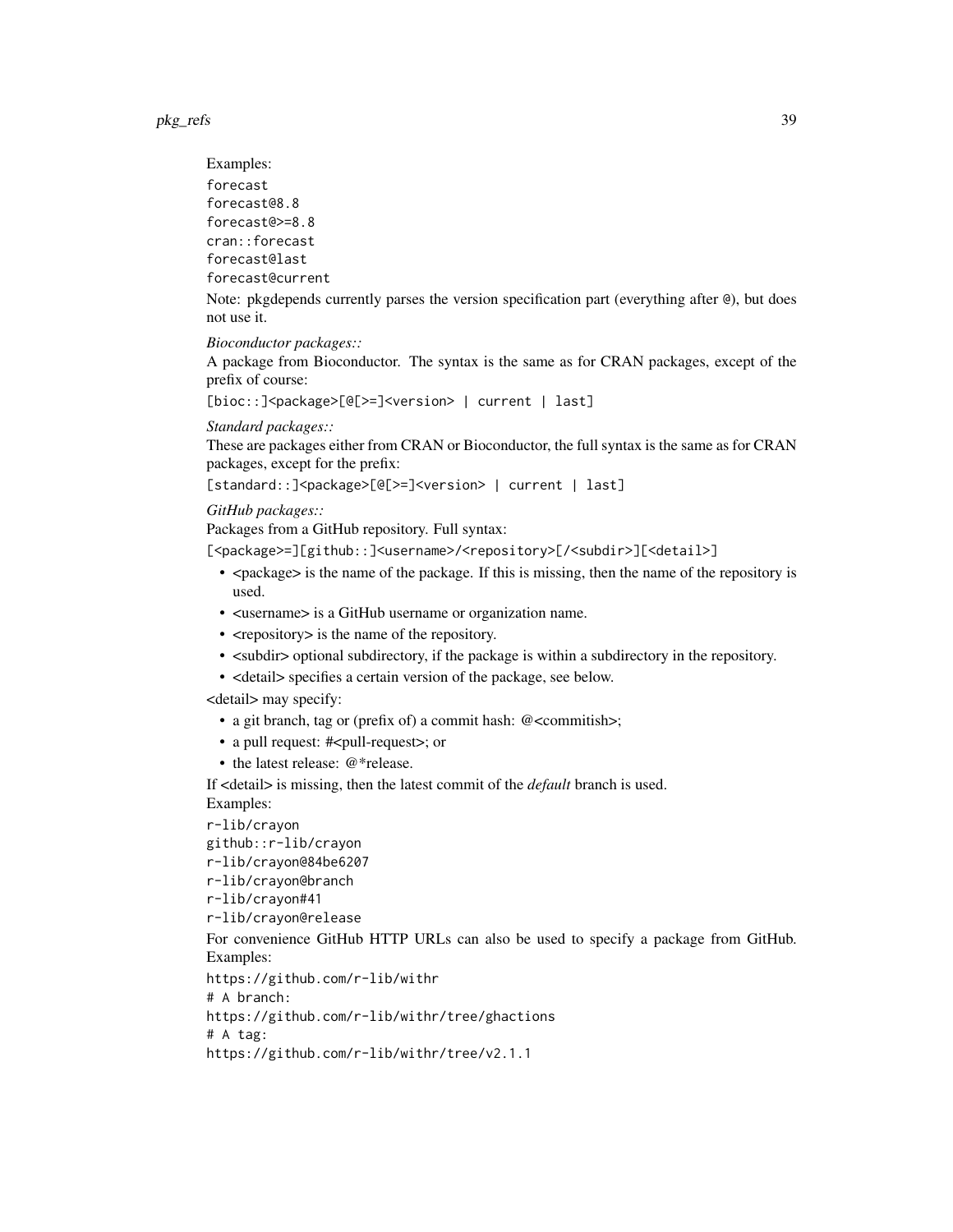Examples:

```
forecast
forecast@8.8
forecast@>=8.8
cran::forecast
forecast@last
forecast@current
```

Note: pkgdepends currently parses the version specification part (everything after `@`), but does not use it.

*Bioconductor packages::*

A package from Bioconductor. The syntax is the same as for CRAN packages, except of the prefix of course:

```
[bioc::]<package>[@[>=]<version> | current | last]
```

*Standard packages::*

These are packages either from CRAN or Bioconductor, the full syntax is the same as for CRAN packages, except for the prefix:

```
[standard::]<package>[@[>=]<version> | current | last]
```

*GitHub packages::*

Packages from a GitHub repository. Full syntax:

```
[<package>=][github::]<username>/<repository>[/<subdir>][<detail>]
```

- <package> is the name of the package. If this is missing, then the name of the repository is used.
- <username> is a GitHub username or organization name.
- <repository> is the name of the repository.
- <subdir> optional subdirectory, if the package is within a subdirectory in the repository.
- <detail> specifies a certain version of the package, see below.

<detail> may specify:

- a git branch, tag or (prefix of) a commit hash: @<commitish>;
- a pull request: #<pull-request>; or
- the latest release: @*release.

If <detail> is missing, then the latest commit of the *default* branch is used.

Examples:

```
r-lib/crayon
github::r-lib/crayon
r-lib/crayon@84be6207
r-lib/crayon@branch
r-lib/crayon#41
r-lib/crayon@release
```

For convenience GitHub HTTP URLs can also be used to specify a package from GitHub. Examples:

```
https://github.com/r-lib/withr
# A branch:
https://github.com/r-lib/withr/tree/ghactions
# A tag:
https://github.com/r-lib/withr/tree/v2.1.1
```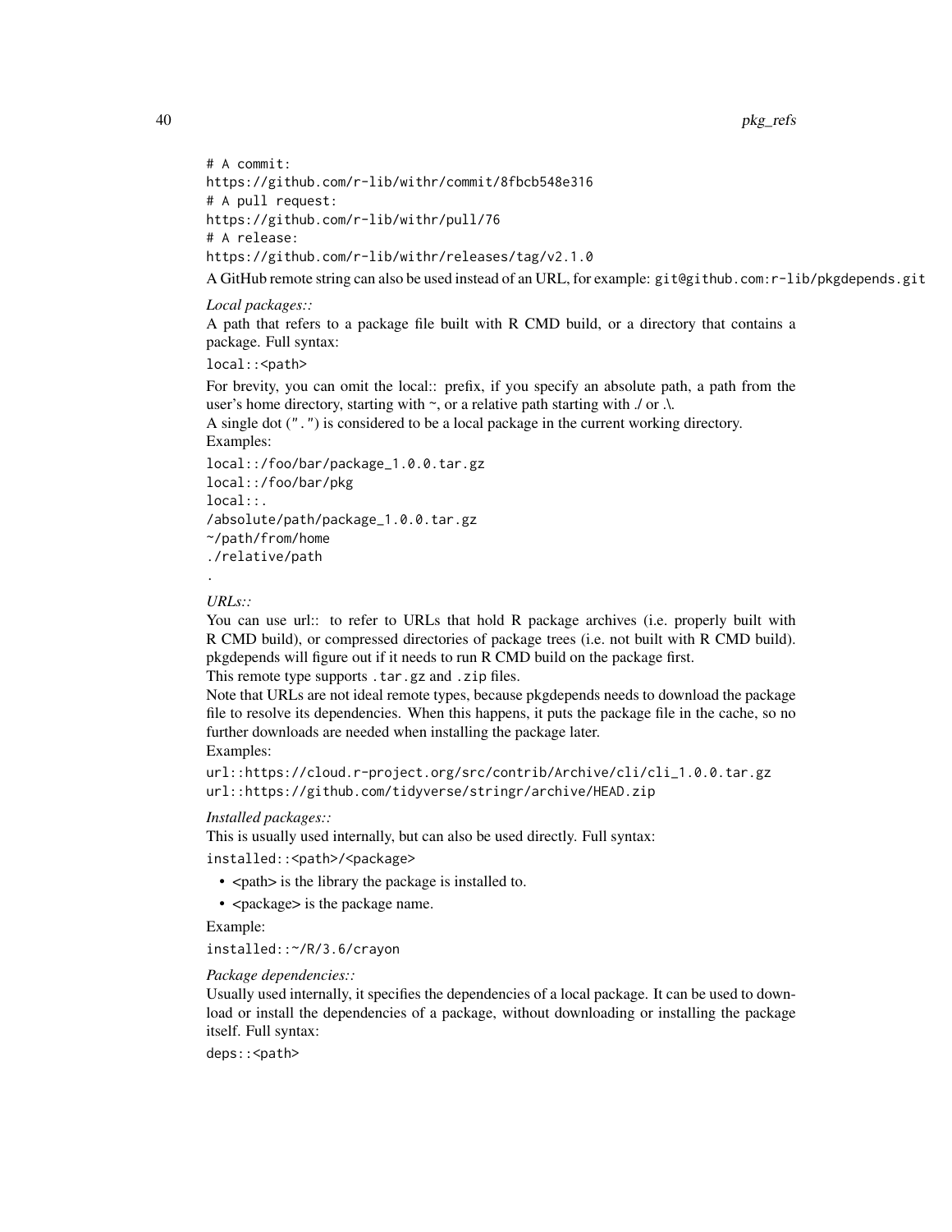```
# A commit:
https://github.com/r-lib/withr/commit/8fbcb548e316
# A pull request:
https://github.com/r-lib/withr/pull/76
# A release:
https://github.com/r-lib/withr/releases/tag/v2.1.0
```

A GitHub remote string can also be used instead of an URL, for example: `git@github.com:r-lib/pkgdepends.git`

*Local packages::*

A path that refers to a package file built with R CMD build, or a directory that contains a package. Full syntax:

```
local::<path>
```

For brevity, you can omit the local:: prefix, if you specify an absolute path, a path from the user's home directory, starting with ~, or a relative path starting with ./ or .\.

A single dot (`"."`) is considered to be a local package in the current working directory.

Examples:

```
local::/foo/bar/package_1.0.0.tar.gz
local::/foo/bar/pkg
local::.
/absolute/path/package_1.0.0.tar.gz
~/path/from/home
./relative/path
.
```

*URLs::*

You can use url:: to refer to URLs that hold R package archives (i.e. properly built with R CMD build), or compressed directories of package trees (i.e. not built with R CMD build). pkgdepends will figure out if it needs to run R CMD build on the package first.

This remote type supports `.tar.gz` and `.zip` files.

Note that URLs are not ideal remote types, because pkgdepends needs to download the package file to resolve its dependencies. When this happens, it puts the package file in the cache, so no further downloads are needed when installing the package later.

Examples:

```
url::https://cloud.r-project.org/src/contrib/Archive/cli/cli_1.0.0.tar.gz
url::https://github.com/tidyverse/stringr/archive/HEAD.zip
```

*Installed packages::*

This is usually used internally, but can also be used directly. Full syntax:

```
installed::<path>/<package>
```

- <path> is the library the package is installed to.
- <package> is the package name.

Example:

```
installed::~/R/3.6/crayon
```

*Package dependencies::*

Usually used internally, it specifies the dependencies of a local package. It can be used to download or install the dependencies of a package, without downloading or installing the package itself. Full syntax:

```
deps::<path>
```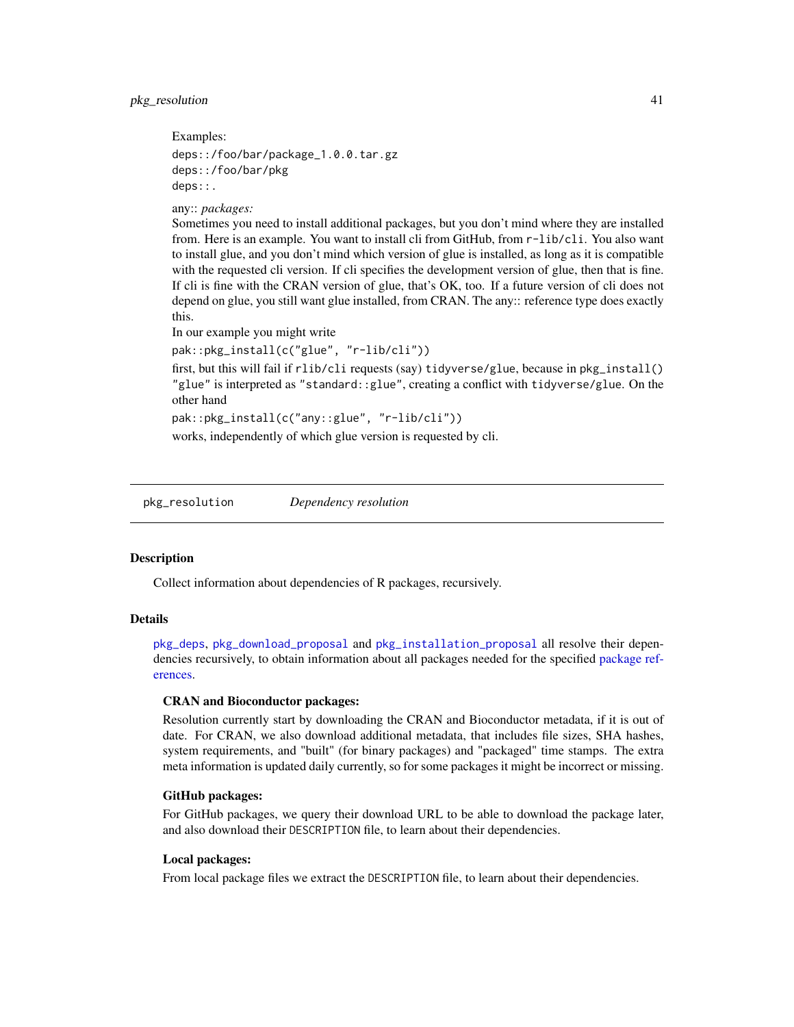Examples:

```
deps::/foo/bar/package_1.0.0.tar.gz
deps::/foo/bar/pkg
deps::.
```

any:: *packages:*

Sometimes you need to install additional packages, but you don't mind where they are installed from. Here is an example. You want to install cli from GitHub, from `r-lib/cli`. You also want to install glue, and you don't mind which version of glue is installed, as long as it is compatible with the requested cli version. If cli specifies the development version of glue, then that is fine. If cli is fine with the CRAN version of glue, that's OK, too. If a future version of cli does not depend on glue, you still want glue installed, from CRAN. The any:: reference type does exactly this.

In our example you might write

```
pak::pkg_install(c("glue", "r-lib/cli"))
```

first, but this will fail if `rlib/cli` requests (say) `tidyverse/glue`, because in `pkg_install()` `"glue"` is interpreted as `"standard::glue"`, creating a conflict with `tidyverse/glue`. On the other hand

```
pak::pkg_install(c("any::glue", "r-lib/cli"))
```

works, independently of which glue version is requested by cli.

---

## `pkg_resolution` *Dependency resolution*

### Description

Collect information about dependencies of R packages, recursively.

### Details

`pkg_deps`, `pkg_download_proposal` and `pkg_installation_proposal` all resolve their dependencies recursively, to obtain information about all packages needed for the specified package references.

#### CRAN and Bioconductor packages:

Resolution currently start by downloading the CRAN and Bioconductor metadata, if it is out of date. For CRAN, we also download additional metadata, that includes file sizes, SHA hashes, system requirements, and "built" (for binary packages) and "packaged" time stamps. The extra meta information is updated daily currently, so for some packages it might be incorrect or missing.

#### GitHub packages:

For GitHub packages, we query their download URL to be able to download the package later, and also download their `DESCRIPTION` file, to learn about their dependencies.

#### Local packages:

From local package files we extract the `DESCRIPTION` file, to learn about their dependencies.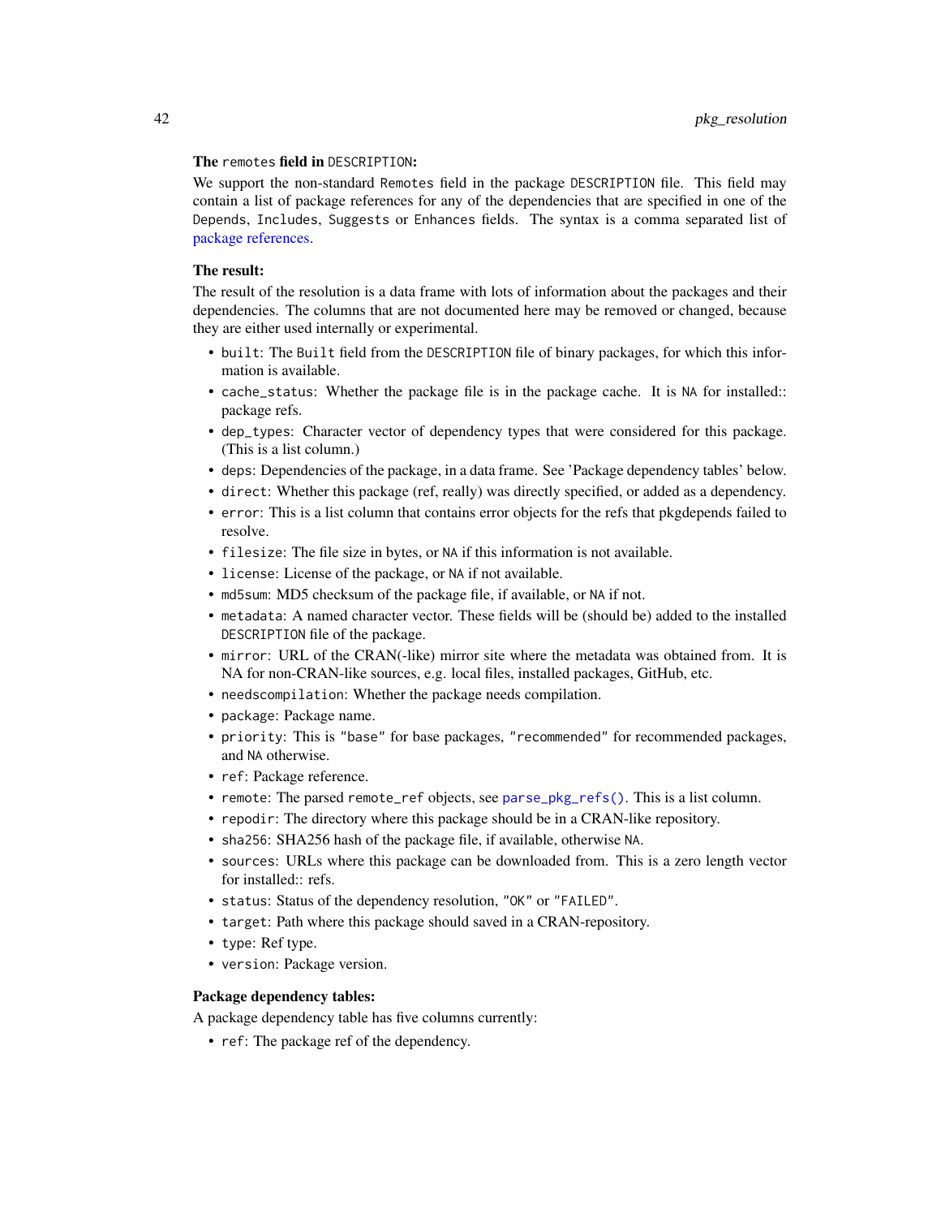**The `remotes` field in `DESCRIPTION`:**

We support the non-standard `Remotes` field in the package `DESCRIPTION` file. This field may contain a list of package references for any of the dependencies that are specified in one of the `Depends`, `Includes`, `Suggests` or `Enhances` fields. The syntax is a comma separated list of package references.

**The result:**

The result of the resolution is a data frame with lots of information about the packages and their dependencies. The columns that are not documented here may be removed or changed, because they are either used internally or experimental.

- `built`: The `Built` field from the `DESCRIPTION` file of binary packages, for which this information is available.
- `cache_status`: Whether the package file is in the package cache. It is `NA` for installed:: package refs.
- `dep_types`: Character vector of dependency types that were considered for this package. (This is a list column.)
- `deps`: Dependencies of the package, in a data frame. See 'Package dependency tables' below.
- `direct`: Whether this package (ref, really) was directly specified, or added as a dependency.
- `error`: This is a list column that contains error objects for the refs that pkgdepends failed to resolve.
- `filesize`: The file size in bytes, or `NA` if this information is not available.
- `license`: License of the package, or `NA` if not available.
- `md5sum`: MD5 checksum of the package file, if available, or `NA` if not.
- `metadata`: A named character vector. These fields will be (should be) added to the installed `DESCRIPTION` file of the package.
- `mirror`: URL of the CRAN(-like) mirror site where the metadata was obtained from. It is NA for non-CRAN-like sources, e.g. local files, installed packages, GitHub, etc.
- `needscompilation`: Whether the package needs compilation.
- `package`: Package name.
- `priority`: This is `"base"` for base packages, `"recommended"` for recommended packages, and `NA` otherwise.
- `ref`: Package reference.
- `remote`: The parsed `remote_ref` objects, see `parse_pkg_refs()`. This is a list column.
- `repodir`: The directory where this package should be in a CRAN-like repository.
- `sha256`: SHA256 hash of the package file, if available, otherwise `NA`.
- `sources`: URLs where this package can be downloaded from. This is a zero length vector for installed:: refs.
- `status`: Status of the dependency resolution, `"OK"` or `"FAILED"`.
- `target`: Path where this package should saved in a CRAN-repository.
- `type`: Ref type.
- `version`: Package version.

**Package dependency tables:**

A package dependency table has five columns currently:

- `ref`: The package ref of the dependency.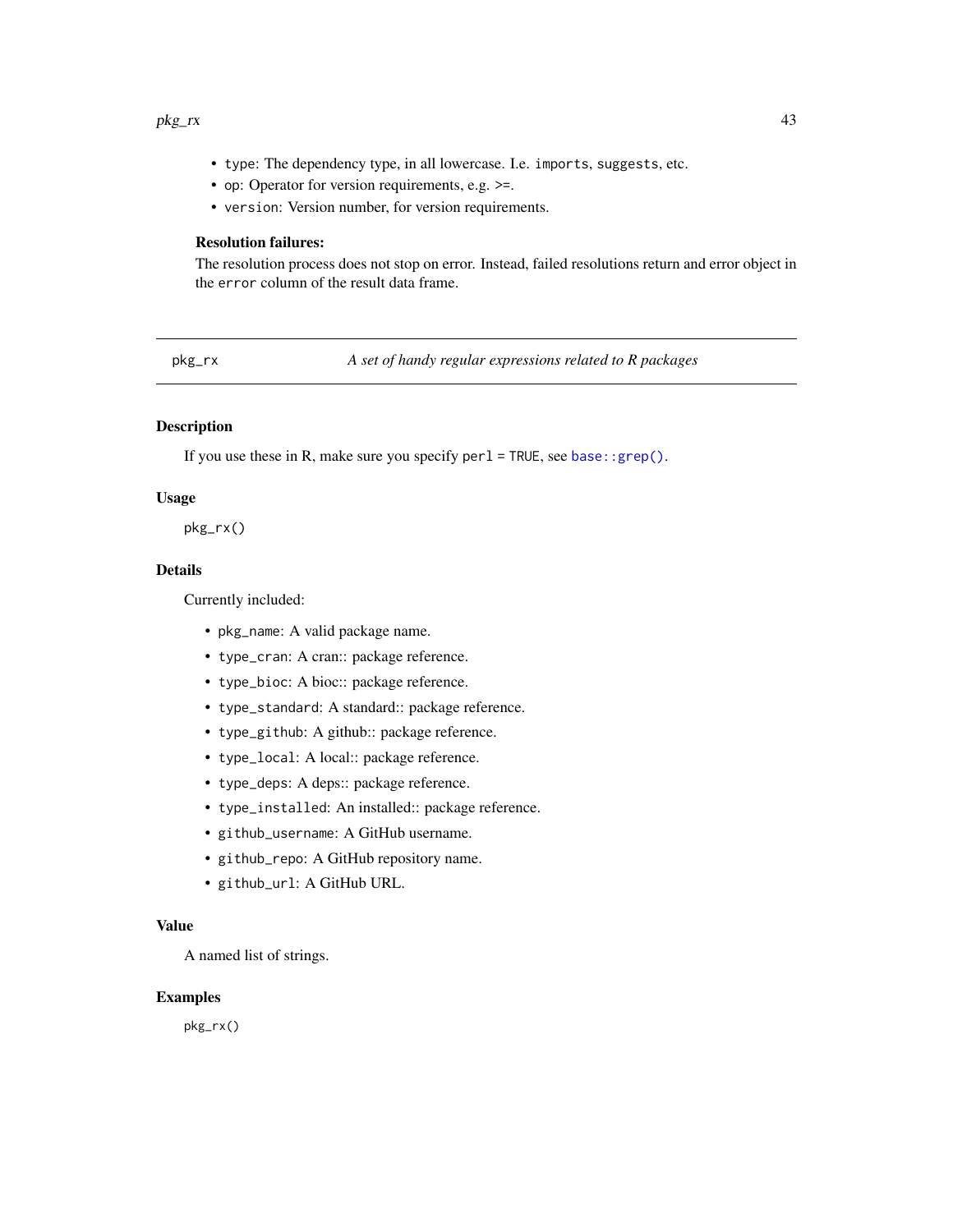- `type`: The dependency type, in all lowercase. I.e. `imports`, `suggests`, etc.
- `op`: Operator for version requirements, e.g. >=.
- `version`: Version number, for version requirements.

**Resolution failures:**

The resolution process does not stop on error. Instead, failed resolutions return and error object in the `error` column of the result data frame.

---

## pkg_rx — *A set of handy regular expressions related to R packages*

---

### Description

If you use these in R, make sure you specify `perl = TRUE`, see `base::grep()`.

### Usage

```
pkg_rx()
```

### Details

Currently included:

- `pkg_name`: A valid package name.
- `type_cran`: A cran:: package reference.
- `type_bioc`: A bioc:: package reference.
- `type_standard`: A standard:: package reference.
- `type_github`: A github:: package reference.
- `type_local`: A local:: package reference.
- `type_deps`: A deps:: package reference.
- `type_installed`: An installed:: package reference.
- `github_username`: A GitHub username.
- `github_repo`: A GitHub repository name.
- `github_url`: A GitHub URL.

### Value

A named list of strings.

### Examples

```
pkg_rx()
```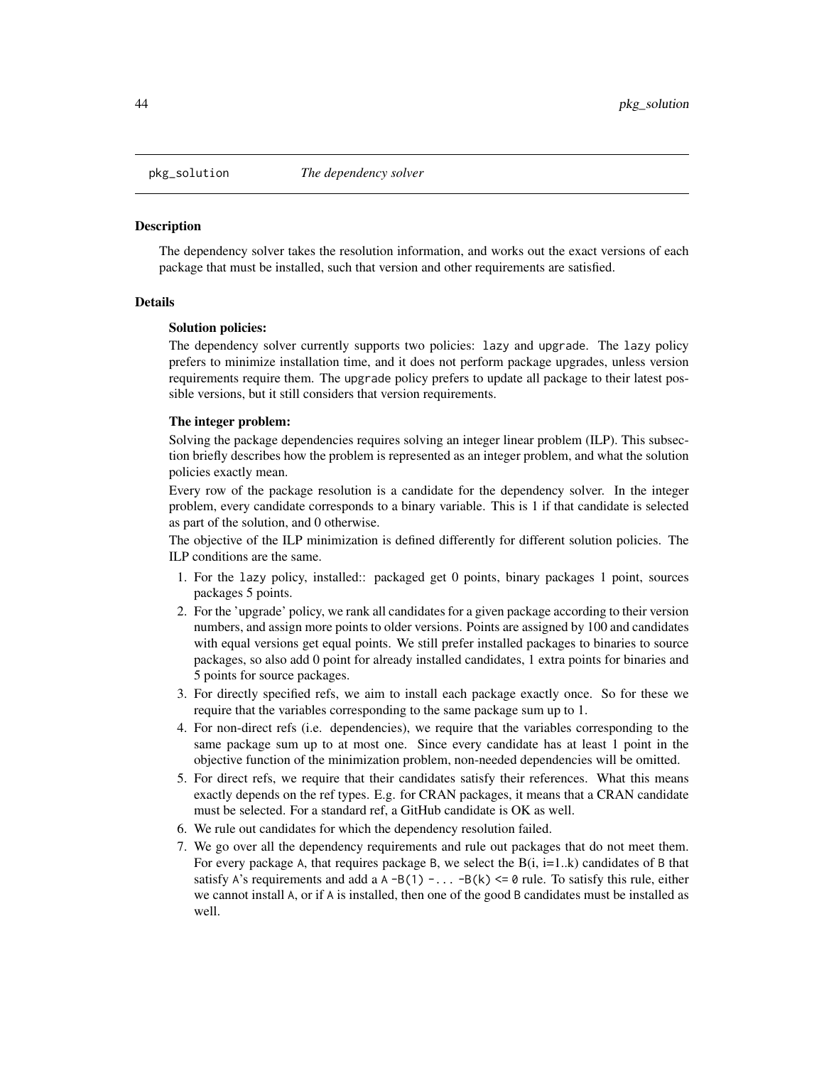## pkg_solution — *The dependency solver*

### Description

The dependency solver takes the resolution information, and works out the exact versions of each package that must be installed, such that version and other requirements are satisfied.

### Details

**Solution policies:**

The dependency solver currently supports two policies: `lazy` and `upgrade`. The `lazy` policy prefers to minimize installation time, and it does not perform package upgrades, unless version requirements require them. The `upgrade` policy prefers to update all package to their latest possible versions, but it still considers that version requirements.

**The integer problem:**

Solving the package dependencies requires solving an integer linear problem (ILP). This subsection briefly describes how the problem is represented as an integer problem, and what the solution policies exactly mean.

Every row of the package resolution is a candidate for the dependency solver. In the integer problem, every candidate corresponds to a binary variable. This is 1 if that candidate is selected as part of the solution, and 0 otherwise.

The objective of the ILP minimization is defined differently for different solution policies. The ILP conditions are the same.

1. For the `lazy` policy, `installed::` packaged get 0 points, binary packages 1 point, sources packages 5 points.
2. For the 'upgrade' policy, we rank all candidates for a given package according to their version numbers, and assign more points to older versions. Points are assigned by 100 and candidates with equal versions get equal points. We still prefer installed packages to binaries to source packages, so also add 0 point for already installed candidates, 1 extra points for binaries and 5 points for source packages.
3. For directly specified refs, we aim to install each package exactly once. So for these we require that the variables corresponding to the same package sum up to 1.
4. For non-direct refs (i.e. dependencies), we require that the variables corresponding to the same package sum up to at most one. Since every candidate has at least 1 point in the objective function of the minimization problem, non-needed dependencies will be omitted.
5. For direct refs, we require that their candidates satisfy their references. What this means exactly depends on the ref types. E.g. for CRAN packages, it means that a CRAN candidate must be selected. For a standard ref, a GitHub candidate is OK as well.
6. We rule out candidates for which the dependency resolution failed.
7. We go over all the dependency requirements and rule out packages that do not meet them. For every package `A`, that requires package `B`, we select the B(i, i=1..k) candidates of `B` that satisfy `A`'s requirements and add a `A -B(1) -... -B(k) <= 0` rule. To satisfy this rule, either we cannot install `A`, or if `A` is installed, then one of the good `B` candidates must be installed as well.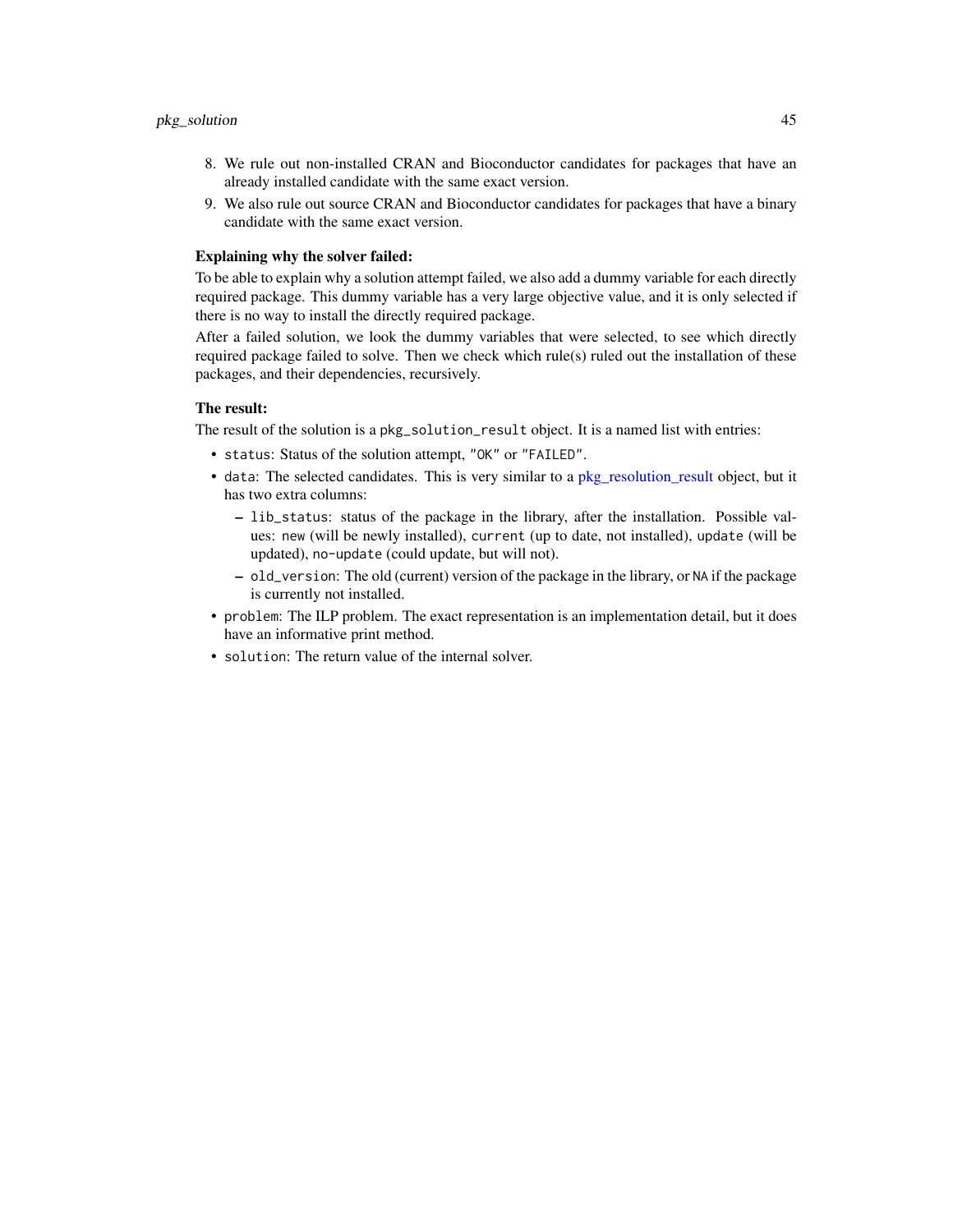8. We rule out non-installed CRAN and Bioconductor candidates for packages that have an already installed candidate with the same exact version.
9. We also rule out source CRAN and Bioconductor candidates for packages that have a binary candidate with the same exact version.

**Explaining why the solver failed:**

To be able to explain why a solution attempt failed, we also add a dummy variable for each directly required package. This dummy variable has a very large objective value, and it is only selected if there is no way to install the directly required package.

After a failed solution, we look the dummy variables that were selected, to see which directly required package failed to solve. Then we check which rule(s) ruled out the installation of these packages, and their dependencies, recursively.

**The result:**

The result of the solution is a `pkg_solution_result` object. It is a named list with entries:

- `status`: Status of the solution attempt, `"OK"` or `"FAILED"`.
- `data`: The selected candidates. This is very similar to a pkg_resolution_result object, but it has two extra columns:
  - `lib_status`: status of the package in the library, after the installation. Possible values: `new` (will be newly installed), `current` (up to date, not installed), `update` (will be updated), `no-update` (could update, but will not).
  - `old_version`: The old (current) version of the package in the library, or `NA` if the package is currently not installed.
- `problem`: The ILP problem. The exact representation is an implementation detail, but it does have an informative print method.
- `solution`: The return value of the internal solver.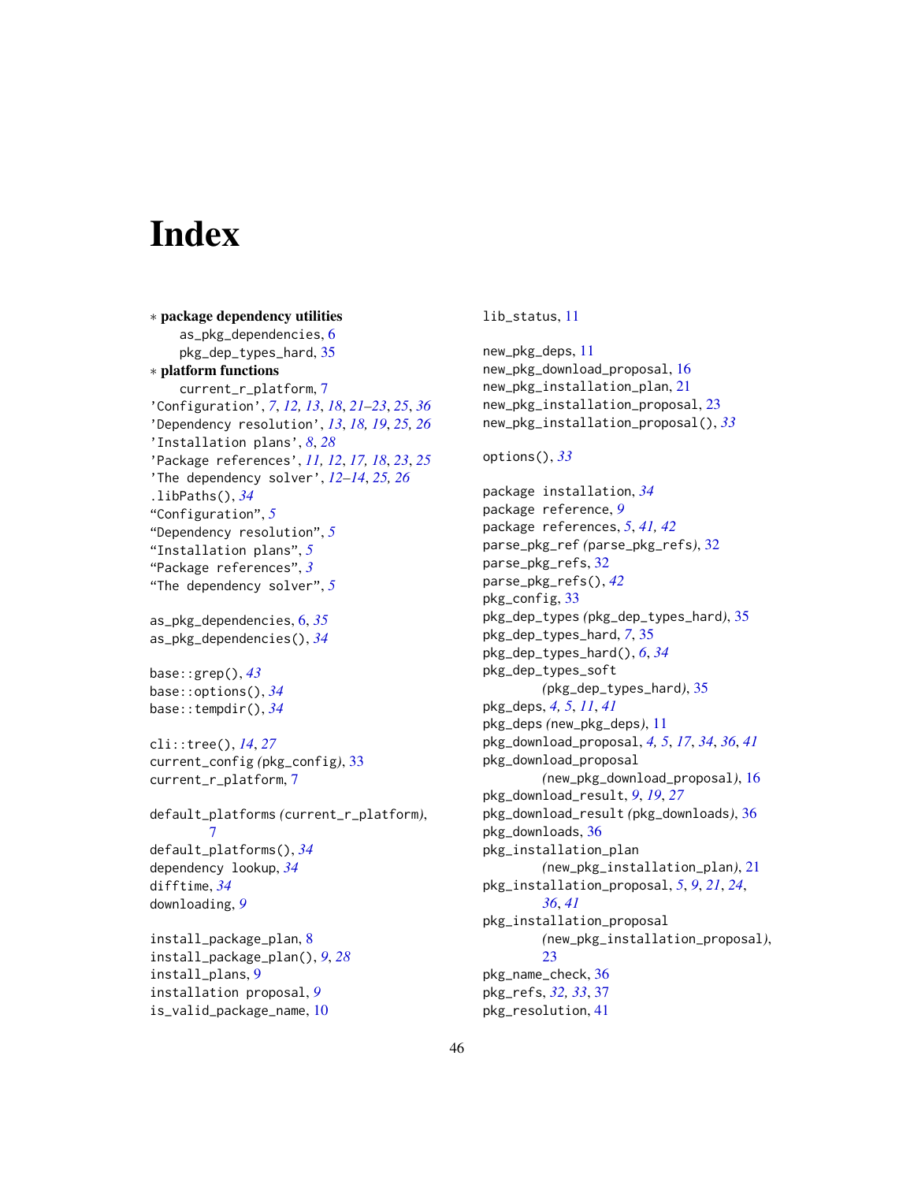# Index

∗ **package dependency utilities**
  as_pkg_dependencies, 6
  pkg_dep_types_hard, 35
∗ **platform functions**
  current_r_platform, 7
'Configuration', *7*, *12, 13*, *18*, *21–23*, *25*, *36*
'Dependency resolution', *13*, *18, 19*, *25, 26*
'Installation plans', *8*, *28*
'Package references', *11, 12*, *17, 18*, *23*, *25*
'The dependency solver', *12–14*, *25, 26*
.libPaths(), *34*
"Configuration", *5*
"Dependency resolution", *5*
"Installation plans", *5*
"Package references", *3*
"The dependency solver", *5*

as_pkg_dependencies, 6, *35*
as_pkg_dependencies(), *34*

base::grep(), *43*
base::options(), *34*
base::tempdir(), *34*

cli::tree(), *14*, *27*
current_config *(*pkg_config*)*, 33
current_r_platform, 7

default_platforms *(*current_r_platform*)*, 7
default_platforms(), *34*
dependency lookup, *34*
difftime, *34*
downloading, *9*

install_package_plan, 8
install_package_plan(), *9*, *28*
install_plans, 9
installation proposal, *9*
is_valid_package_name, 10

lib_status, 11

new_pkg_deps, 11
new_pkg_download_proposal, 16
new_pkg_installation_plan, 21
new_pkg_installation_proposal, 23
new_pkg_installation_proposal(), *33*

options(), *33*

package installation, *34*
package reference, *9*
package references, *5*, *41, 42*
parse_pkg_ref *(*parse_pkg_refs*)*, 32
parse_pkg_refs, 32
parse_pkg_refs(), *42*
pkg_config, 33
pkg_dep_types *(*pkg_dep_types_hard*)*, 35
pkg_dep_types_hard, *7*, 35
pkg_dep_types_hard(), *6*, *34*
pkg_dep_types_soft *(*pkg_dep_types_hard*)*, 35
pkg_deps, *4, 5*, *11*, *41*
pkg_deps *(*new_pkg_deps*)*, 11
pkg_download_proposal, *4, 5*, *17*, *34*, *36*, *41*
pkg_download_proposal *(*new_pkg_download_proposal*)*, 16
pkg_download_result, *9*, *19*, *27*
pkg_download_result *(*pkg_downloads*)*, 36
pkg_downloads, 36
pkg_installation_plan *(*new_pkg_installation_plan*)*, 21
pkg_installation_proposal, *5*, *9*, *21*, *24*, *36*, *41*
pkg_installation_proposal *(*new_pkg_installation_proposal*)*, 23
pkg_name_check, 36
pkg_refs, *32, 33*, 37
pkg_resolution, 41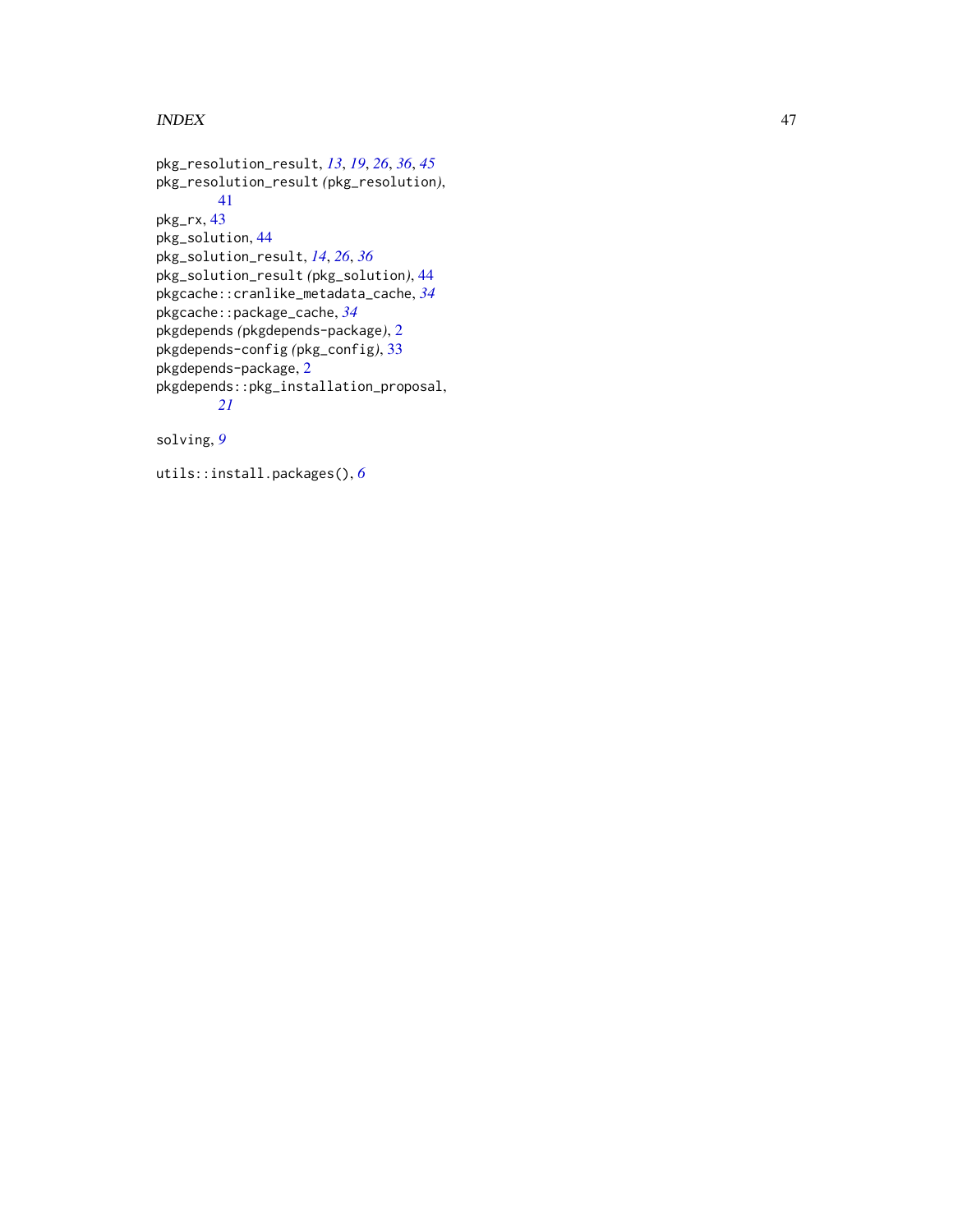pkg_resolution_result, *13*, *19*, *26*, *36*, *45*
pkg_resolution_result *(*pkg_resolution*)*, 41
pkg_rx, 43
pkg_solution, 44
pkg_solution_result, *14*, *26*, *36*
pkg_solution_result *(*pkg_solution*)*, 44
pkgcache::cranlike_metadata_cache, *34*
pkgcache::package_cache, *34*
pkgdepends *(*pkgdepends-package*)*, 2
pkgdepends-config *(*pkg_config*)*, 33
pkgdepends-package, 2
pkgdepends::pkg_installation_proposal, *21*

solving, *9*

utils::install.packages(), *6*